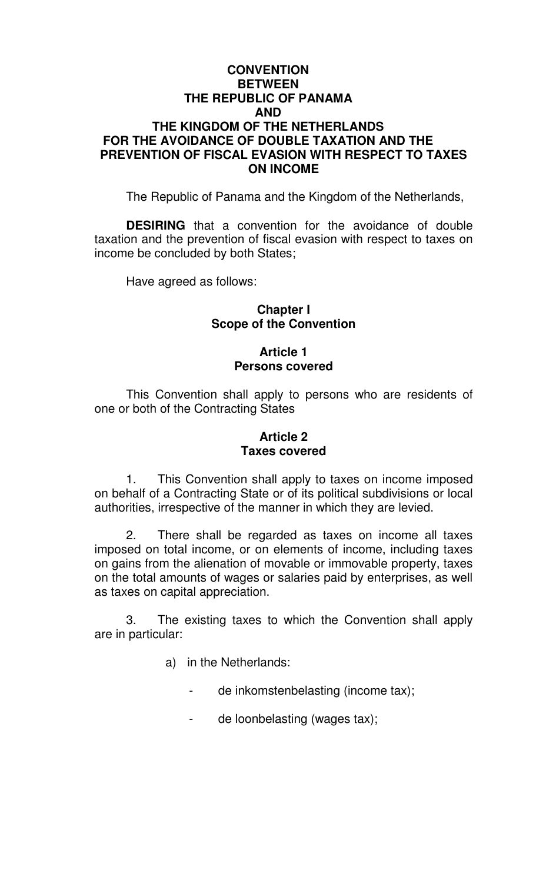# CONVENTION BETWEEN THE REPUBLIC OF PANAMA AND THE KINGDOM OF THE NETHERLANDS FOR THE AVOIDANCE OF DOUBLE TAXATION AND THE PREVENTION OF FISCAL EVASION WITH RESPECT TO TAXES ON INCOME

The Republic of Panama and the Kingdom of the Netherlands,

**DESIRING** that a convention for the avoidance of double taxation and the prevention of fiscal evasion with respect to taxes on income be concluded by both States;

Have agreed as follows:

## Chapter I
## Scope of the Convention

### Article 1
### Persons covered

This Convention shall apply to persons who are residents of one or both of the Contracting States

### Article 2
### Taxes covered

1. This Convention shall apply to taxes on income imposed on behalf of a Contracting State or of its political subdivisions or local authorities, irrespective of the manner in which they are levied.

2. There shall be regarded as taxes on income all taxes imposed on total income, or on elements of income, including taxes on gains from the alienation of movable or immovable property, taxes on the total amounts of wages or salaries paid by enterprises, as well as taxes on capital appreciation.

3. The existing taxes to which the Convention shall apply are in particular:

a) in the Netherlands:

- de inkomstenbelasting (income tax);
- de loonbelasting (wages tax);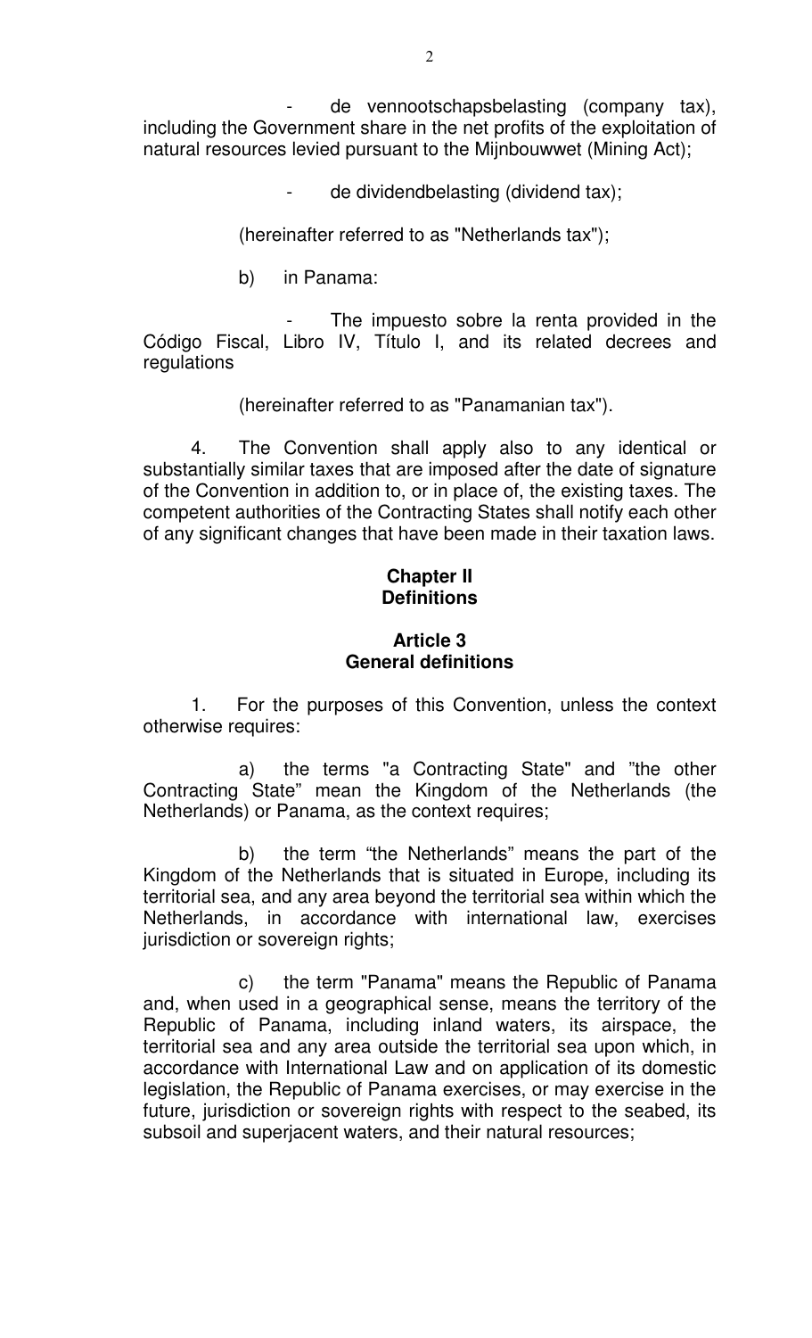- de vennootschapsbelasting (company tax), including the Government share in the net profits of the exploitation of natural resources levied pursuant to the Mijnbouwwet (Mining Act);

- de dividendbelasting (dividend tax);

(hereinafter referred to as "Netherlands tax");

b) in Panama:

- The impuesto sobre la renta provided in the Código Fiscal, Libro IV, Título I, and its related decrees and regulations

(hereinafter referred to as "Panamanian tax").

4. The Convention shall apply also to any identical or substantially similar taxes that are imposed after the date of signature of the Convention in addition to, or in place of, the existing taxes. The competent authorities of the Contracting States shall notify each other of any significant changes that have been made in their taxation laws.

## Chapter II
## Definitions

### Article 3
### General definitions

1. For the purposes of this Convention, unless the context otherwise requires:

a) the terms "a Contracting State" and "the other Contracting State" mean the Kingdom of the Netherlands (the Netherlands) or Panama, as the context requires;

b) the term "the Netherlands" means the part of the Kingdom of the Netherlands that is situated in Europe, including its territorial sea, and any area beyond the territorial sea within which the Netherlands, in accordance with international law, exercises jurisdiction or sovereign rights;

c) the term "Panama" means the Republic of Panama and, when used in a geographical sense, means the territory of the Republic of Panama, including inland waters, its airspace, the territorial sea and any area outside the territorial sea upon which, in accordance with International Law and on application of its domestic legislation, the Republic of Panama exercises, or may exercise in the future, jurisdiction or sovereign rights with respect to the seabed, its subsoil and superjacent waters, and their natural resources;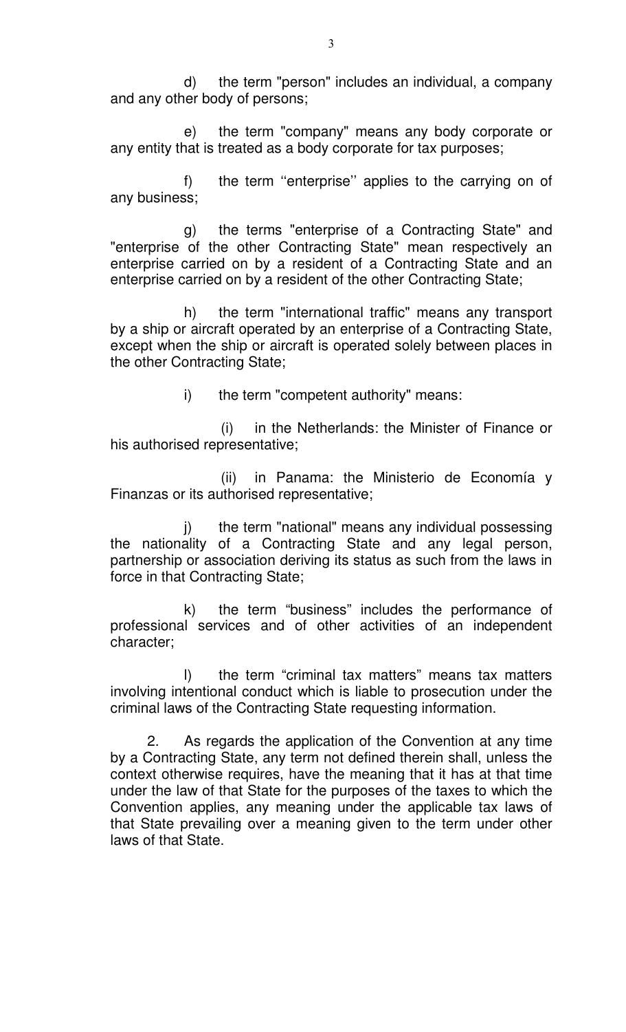d) the term "person" includes an individual, a company and any other body of persons;

e) the term "company" means any body corporate or any entity that is treated as a body corporate for tax purposes;

f) the term ''enterprise'' applies to the carrying on of any business;

g) the terms "enterprise of a Contracting State" and "enterprise of the other Contracting State" mean respectively an enterprise carried on by a resident of a Contracting State and an enterprise carried on by a resident of the other Contracting State;

h) the term "international traffic" means any transport by a ship or aircraft operated by an enterprise of a Contracting State, except when the ship or aircraft is operated solely between places in the other Contracting State;

i) the term "competent authority" means:

(i) in the Netherlands: the Minister of Finance or his authorised representative;

(ii) in Panama: the Ministerio de Economía y Finanzas or its authorised representative;

j) the term "national" means any individual possessing the nationality of a Contracting State and any legal person, partnership or association deriving its status as such from the laws in force in that Contracting State;

k) the term "business" includes the performance of professional services and of other activities of an independent character;

l) the term "criminal tax matters" means tax matters involving intentional conduct which is liable to prosecution under the criminal laws of the Contracting State requesting information.

2. As regards the application of the Convention at any time by a Contracting State, any term not defined therein shall, unless the context otherwise requires, have the meaning that it has at that time under the law of that State for the purposes of the taxes to which the Convention applies, any meaning under the applicable tax laws of that State prevailing over a meaning given to the term under other laws of that State.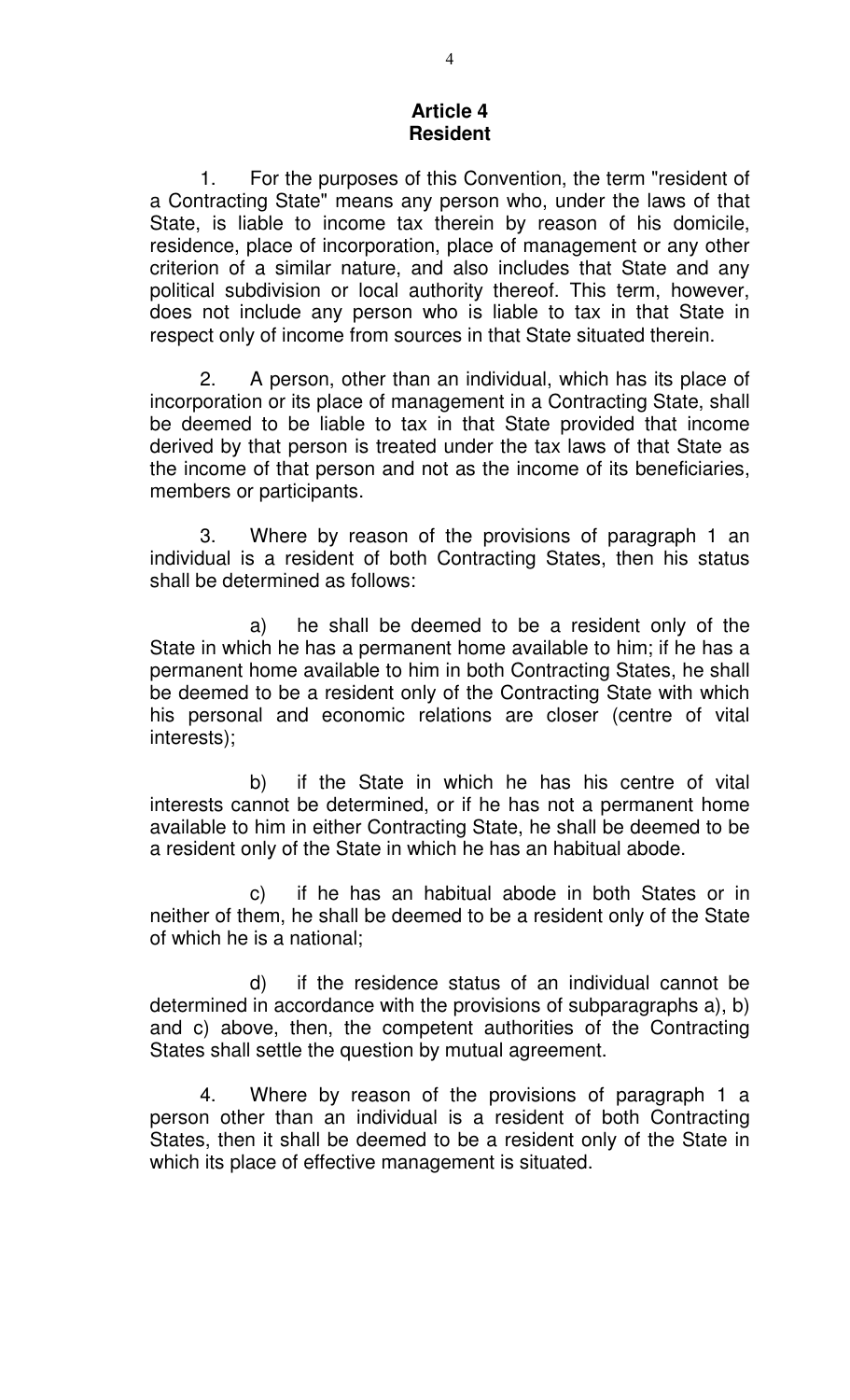## Article 4
## Resident

1. For the purposes of this Convention, the term "resident of a Contracting State" means any person who, under the laws of that State, is liable to income tax therein by reason of his domicile, residence, place of incorporation, place of management or any other criterion of a similar nature, and also includes that State and any political subdivision or local authority thereof. This term, however, does not include any person who is liable to tax in that State in respect only of income from sources in that State situated therein.

2. A person, other than an individual, which has its place of incorporation or its place of management in a Contracting State, shall be deemed to be liable to tax in that State provided that income derived by that person is treated under the tax laws of that State as the income of that person and not as the income of its beneficiaries, members or participants.

3. Where by reason of the provisions of paragraph 1 an individual is a resident of both Contracting States, then his status shall be determined as follows:

a) he shall be deemed to be a resident only of the State in which he has a permanent home available to him; if he has a permanent home available to him in both Contracting States, he shall be deemed to be a resident only of the Contracting State with which his personal and economic relations are closer (centre of vital interests);

b) if the State in which he has his centre of vital interests cannot be determined, or if he has not a permanent home available to him in either Contracting State, he shall be deemed to be a resident only of the State in which he has an habitual abode.

c) if he has an habitual abode in both States or in neither of them, he shall be deemed to be a resident only of the State of which he is a national;

d) if the residence status of an individual cannot be determined in accordance with the provisions of subparagraphs a), b) and c) above, then, the competent authorities of the Contracting States shall settle the question by mutual agreement.

4. Where by reason of the provisions of paragraph 1 a person other than an individual is a resident of both Contracting States, then it shall be deemed to be a resident only of the State in which its place of effective management is situated.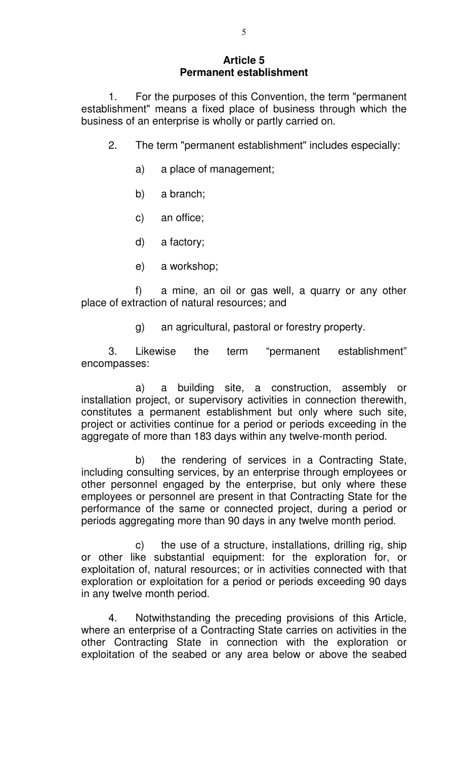## Article 5
## Permanent establishment

1. For the purposes of this Convention, the term "permanent establishment" means a fixed place of business through which the business of an enterprise is wholly or partly carried on.

2. The term "permanent establishment" includes especially:

a) a place of management;

b) a branch;

c) an office;

d) a factory;

e) a workshop;

f) a mine, an oil or gas well, a quarry or any other place of extraction of natural resources; and

g) an agricultural, pastoral or forestry property.

3. Likewise the term "permanent establishment" encompasses:

a) a building site, a construction, assembly or installation project, or supervisory activities in connection therewith, constitutes a permanent establishment but only where such site, project or activities continue for a period or periods exceeding in the aggregate of more than 183 days within any twelve-month period.

b) the rendering of services in a Contracting State, including consulting services, by an enterprise through employees or other personnel engaged by the enterprise, but only where these employees or personnel are present in that Contracting State for the performance of the same or connected project, during a period or periods aggregating more than 90 days in any twelve month period.

c) the use of a structure, installations, drilling rig, ship or other like substantial equipment: for the exploration for, or exploitation of, natural resources; or in activities connected with that exploration or exploitation for a period or periods exceeding 90 days in any twelve month period.

4. Notwithstanding the preceding provisions of this Article, where an enterprise of a Contracting State carries on activities in the other Contracting State in connection with the exploration or exploitation of the seabed or any area below or above the seabed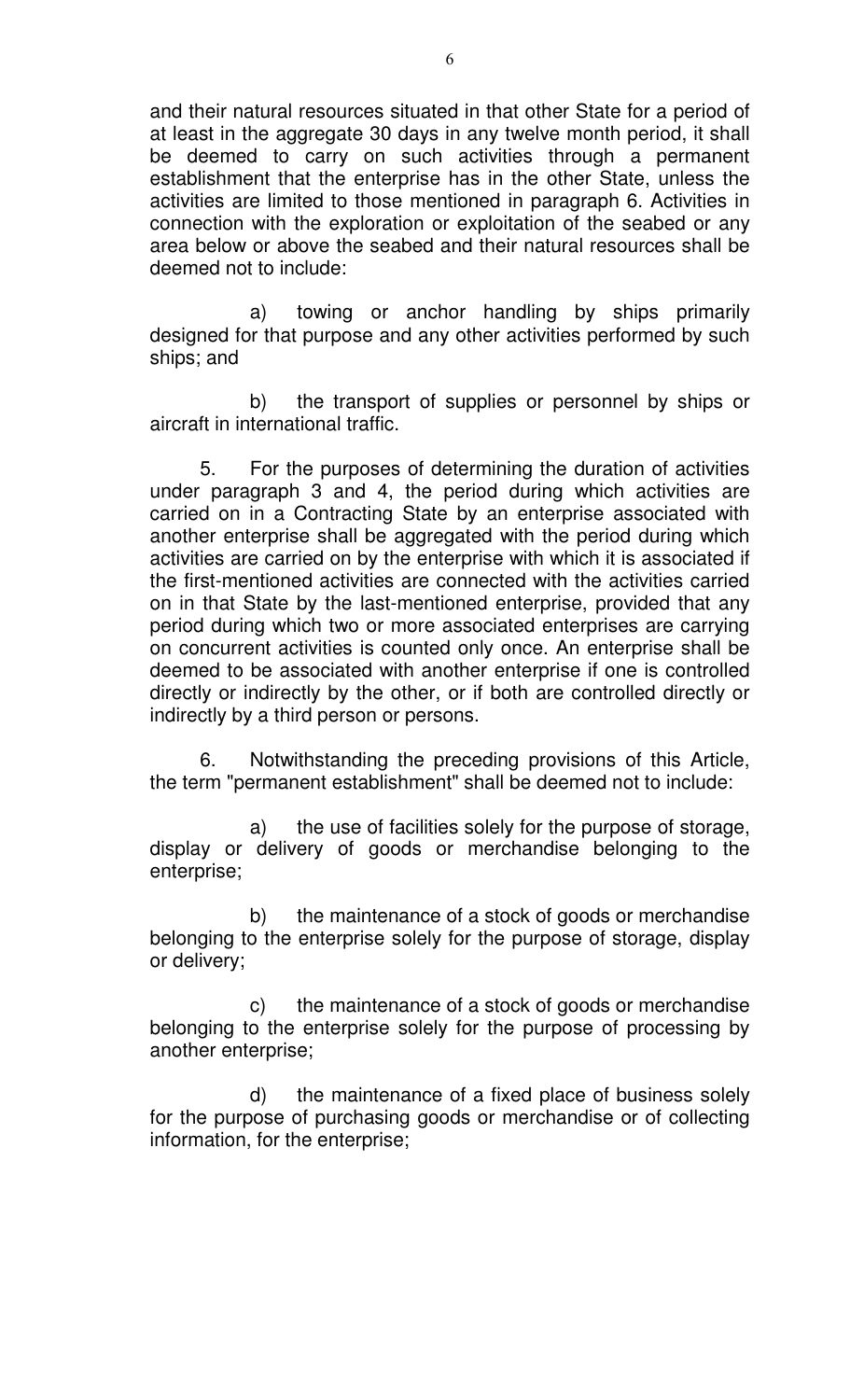and their natural resources situated in that other State for a period of at least in the aggregate 30 days in any twelve month period, it shall be deemed to carry on such activities through a permanent establishment that the enterprise has in the other State, unless the activities are limited to those mentioned in paragraph 6. Activities in connection with the exploration or exploitation of the seabed or any area below or above the seabed and their natural resources shall be deemed not to include:

a) towing or anchor handling by ships primarily designed for that purpose and any other activities performed by such ships; and

b) the transport of supplies or personnel by ships or aircraft in international traffic.

5. For the purposes of determining the duration of activities under paragraph 3 and 4, the period during which activities are carried on in a Contracting State by an enterprise associated with another enterprise shall be aggregated with the period during which activities are carried on by the enterprise with which it is associated if the first-mentioned activities are connected with the activities carried on in that State by the last-mentioned enterprise, provided that any period during which two or more associated enterprises are carrying on concurrent activities is counted only once. An enterprise shall be deemed to be associated with another enterprise if one is controlled directly or indirectly by the other, or if both are controlled directly or indirectly by a third person or persons.

6. Notwithstanding the preceding provisions of this Article, the term "permanent establishment" shall be deemed not to include:

a) the use of facilities solely for the purpose of storage, display or delivery of goods or merchandise belonging to the enterprise;

b) the maintenance of a stock of goods or merchandise belonging to the enterprise solely for the purpose of storage, display or delivery;

c) the maintenance of a stock of goods or merchandise belonging to the enterprise solely for the purpose of processing by another enterprise;

d) the maintenance of a fixed place of business solely for the purpose of purchasing goods or merchandise or of collecting information, for the enterprise;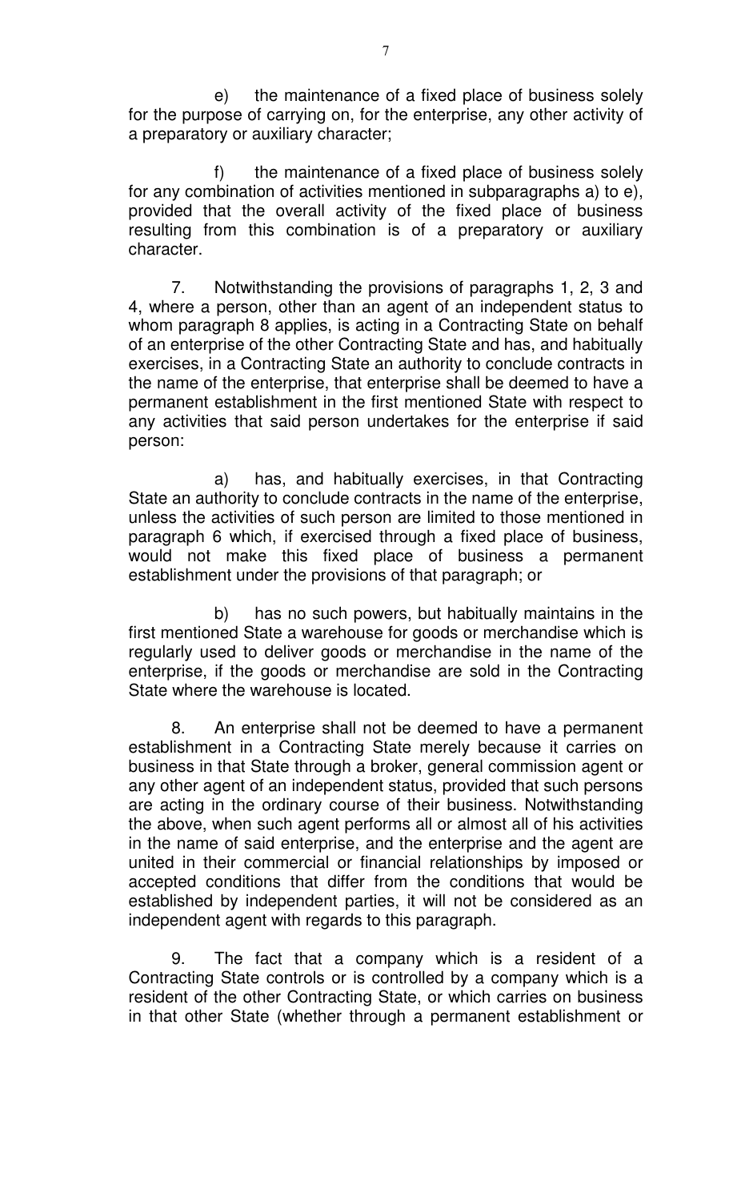e) the maintenance of a fixed place of business solely for the purpose of carrying on, for the enterprise, any other activity of a preparatory or auxiliary character;

f) the maintenance of a fixed place of business solely for any combination of activities mentioned in subparagraphs a) to e), provided that the overall activity of the fixed place of business resulting from this combination is of a preparatory or auxiliary character.

7. Notwithstanding the provisions of paragraphs 1, 2, 3 and 4, where a person, other than an agent of an independent status to whom paragraph 8 applies, is acting in a Contracting State on behalf of an enterprise of the other Contracting State and has, and habitually exercises, in a Contracting State an authority to conclude contracts in the name of the enterprise, that enterprise shall be deemed to have a permanent establishment in the first mentioned State with respect to any activities that said person undertakes for the enterprise if said person:

a) has, and habitually exercises, in that Contracting State an authority to conclude contracts in the name of the enterprise, unless the activities of such person are limited to those mentioned in paragraph 6 which, if exercised through a fixed place of business, would not make this fixed place of business a permanent establishment under the provisions of that paragraph; or

b) has no such powers, but habitually maintains in the first mentioned State a warehouse for goods or merchandise which is regularly used to deliver goods or merchandise in the name of the enterprise, if the goods or merchandise are sold in the Contracting State where the warehouse is located.

8. An enterprise shall not be deemed to have a permanent establishment in a Contracting State merely because it carries on business in that State through a broker, general commission agent or any other agent of an independent status, provided that such persons are acting in the ordinary course of their business. Notwithstanding the above, when such agent performs all or almost all of his activities in the name of said enterprise, and the enterprise and the agent are united in their commercial or financial relationships by imposed or accepted conditions that differ from the conditions that would be established by independent parties, it will not be considered as an independent agent with regards to this paragraph.

9. The fact that a company which is a resident of a Contracting State controls or is controlled by a company which is a resident of the other Contracting State, or which carries on business in that other State (whether through a permanent establishment or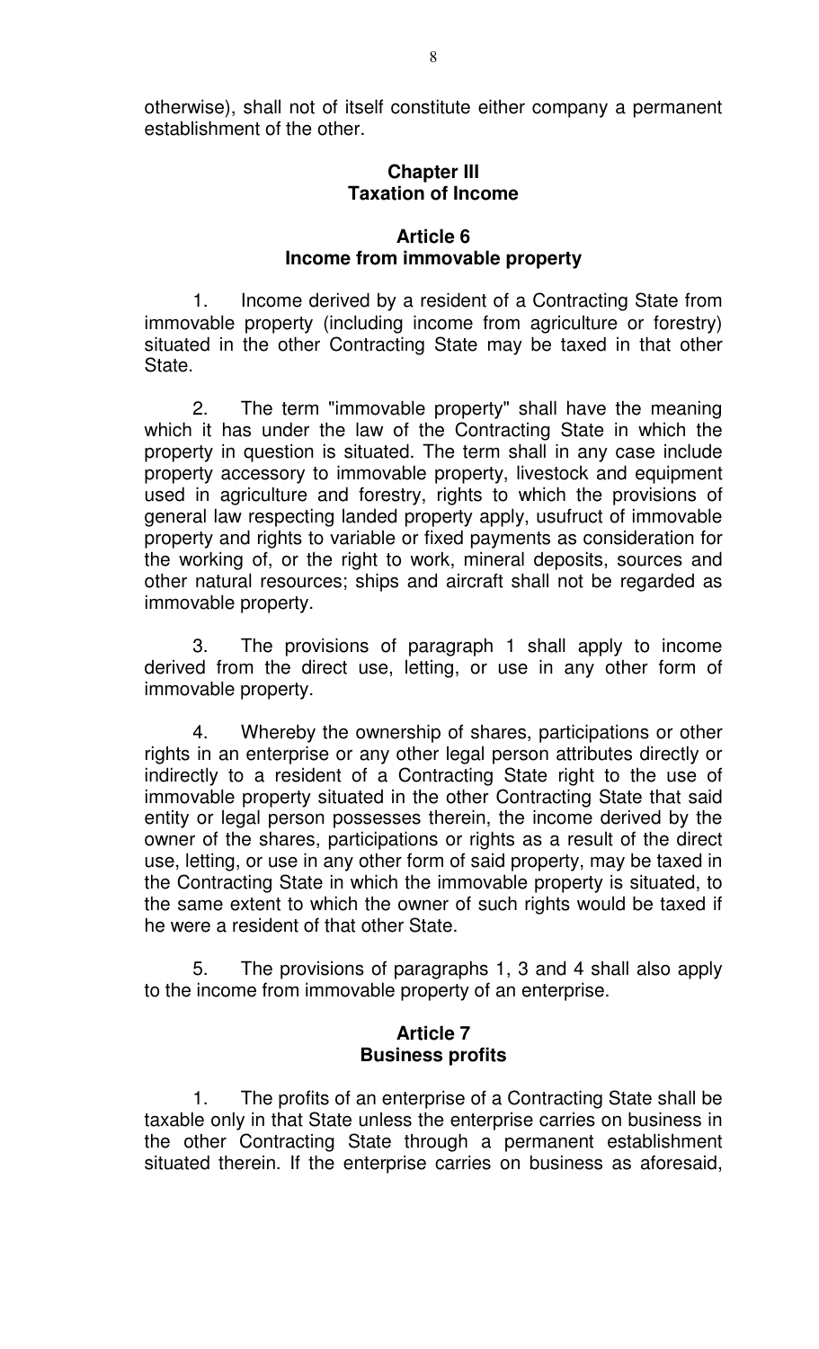otherwise), shall not of itself constitute either company a permanent establishment of the other.

## Chapter III
## Taxation of Income

### Article 6
### Income from immovable property

1. Income derived by a resident of a Contracting State from immovable property (including income from agriculture or forestry) situated in the other Contracting State may be taxed in that other State.

2. The term "immovable property" shall have the meaning which it has under the law of the Contracting State in which the property in question is situated. The term shall in any case include property accessory to immovable property, livestock and equipment used in agriculture and forestry, rights to which the provisions of general law respecting landed property apply, usufruct of immovable property and rights to variable or fixed payments as consideration for the working of, or the right to work, mineral deposits, sources and other natural resources; ships and aircraft shall not be regarded as immovable property.

3. The provisions of paragraph 1 shall apply to income derived from the direct use, letting, or use in any other form of immovable property.

4. Whereby the ownership of shares, participations or other rights in an enterprise or any other legal person attributes directly or indirectly to a resident of a Contracting State right to the use of immovable property situated in the other Contracting State that said entity or legal person possesses therein, the income derived by the owner of the shares, participations or rights as a result of the direct use, letting, or use in any other form of said property, may be taxed in the Contracting State in which the immovable property is situated, to the same extent to which the owner of such rights would be taxed if he were a resident of that other State.

5. The provisions of paragraphs 1, 3 and 4 shall also apply to the income from immovable property of an enterprise.

### Article 7
### Business profits

1. The profits of an enterprise of a Contracting State shall be taxable only in that State unless the enterprise carries on business in the other Contracting State through a permanent establishment situated therein. If the enterprise carries on business as aforesaid,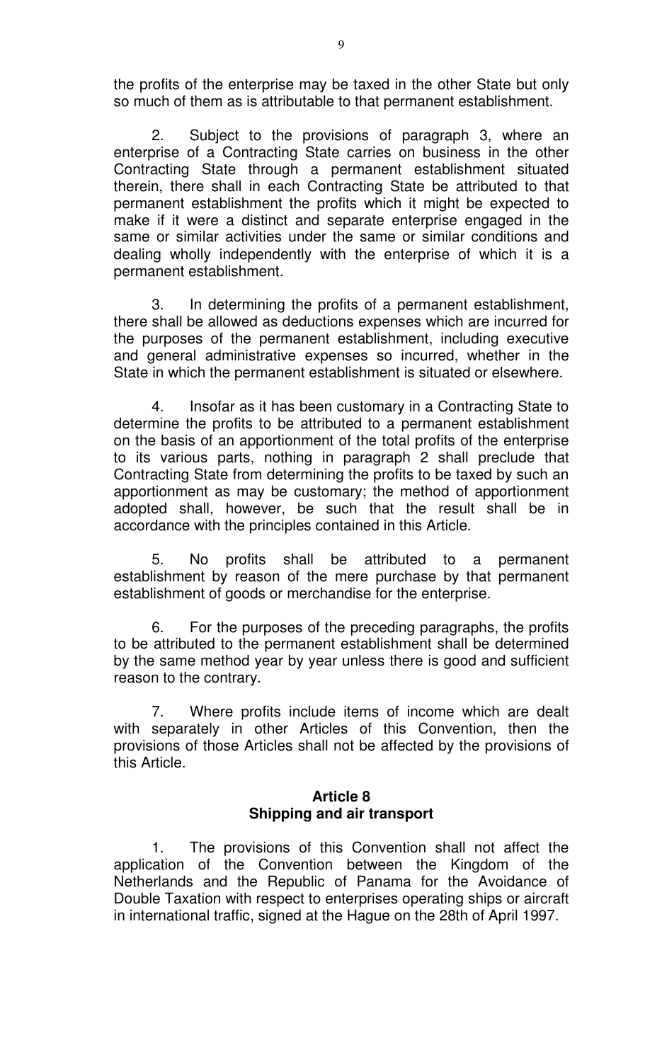the profits of the enterprise may be taxed in the other State but only so much of them as is attributable to that permanent establishment.

2. Subject to the provisions of paragraph 3, where an enterprise of a Contracting State carries on business in the other Contracting State through a permanent establishment situated therein, there shall in each Contracting State be attributed to that permanent establishment the profits which it might be expected to make if it were a distinct and separate enterprise engaged in the same or similar activities under the same or similar conditions and dealing wholly independently with the enterprise of which it is a permanent establishment.

3. In determining the profits of a permanent establishment, there shall be allowed as deductions expenses which are incurred for the purposes of the permanent establishment, including executive and general administrative expenses so incurred, whether in the State in which the permanent establishment is situated or elsewhere.

4. Insofar as it has been customary in a Contracting State to determine the profits to be attributed to a permanent establishment on the basis of an apportionment of the total profits of the enterprise to its various parts, nothing in paragraph 2 shall preclude that Contracting State from determining the profits to be taxed by such an apportionment as may be customary; the method of apportionment adopted shall, however, be such that the result shall be in accordance with the principles contained in this Article.

5. No profits shall be attributed to a permanent establishment by reason of the mere purchase by that permanent establishment of goods or merchandise for the enterprise.

6. For the purposes of the preceding paragraphs, the profits to be attributed to the permanent establishment shall be determined by the same method year by year unless there is good and sufficient reason to the contrary.

7. Where profits include items of income which are dealt with separately in other Articles of this Convention, then the provisions of those Articles shall not be affected by the provisions of this Article.

## Article 8
## Shipping and air transport

1. The provisions of this Convention shall not affect the application of the Convention between the Kingdom of the Netherlands and the Republic of Panama for the Avoidance of Double Taxation with respect to enterprises operating ships or aircraft in international traffic, signed at the Hague on the 28th of April 1997.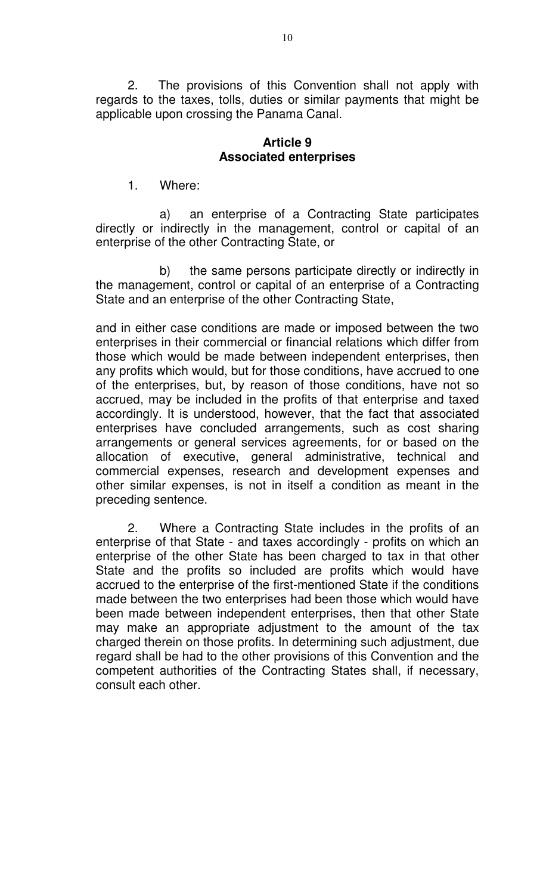2. The provisions of this Convention shall not apply with regards to the taxes, tolls, duties or similar payments that might be applicable upon crossing the Panama Canal.

## Article 9
## Associated enterprises

1. Where:

a) an enterprise of a Contracting State participates directly or indirectly in the management, control or capital of an enterprise of the other Contracting State, or

b) the same persons participate directly or indirectly in the management, control or capital of an enterprise of a Contracting State and an enterprise of the other Contracting State,

and in either case conditions are made or imposed between the two enterprises in their commercial or financial relations which differ from those which would be made between independent enterprises, then any profits which would, but for those conditions, have accrued to one of the enterprises, but, by reason of those conditions, have not so accrued, may be included in the profits of that enterprise and taxed accordingly. It is understood, however, that the fact that associated enterprises have concluded arrangements, such as cost sharing arrangements or general services agreements, for or based on the allocation of executive, general administrative, technical and commercial expenses, research and development expenses and other similar expenses, is not in itself a condition as meant in the preceding sentence.

2. Where a Contracting State includes in the profits of an enterprise of that State - and taxes accordingly - profits on which an enterprise of the other State has been charged to tax in that other State and the profits so included are profits which would have accrued to the enterprise of the first-mentioned State if the conditions made between the two enterprises had been those which would have been made between independent enterprises, then that other State may make an appropriate adjustment to the amount of the tax charged therein on those profits. In determining such adjustment, due regard shall be had to the other provisions of this Convention and the competent authorities of the Contracting States shall, if necessary, consult each other.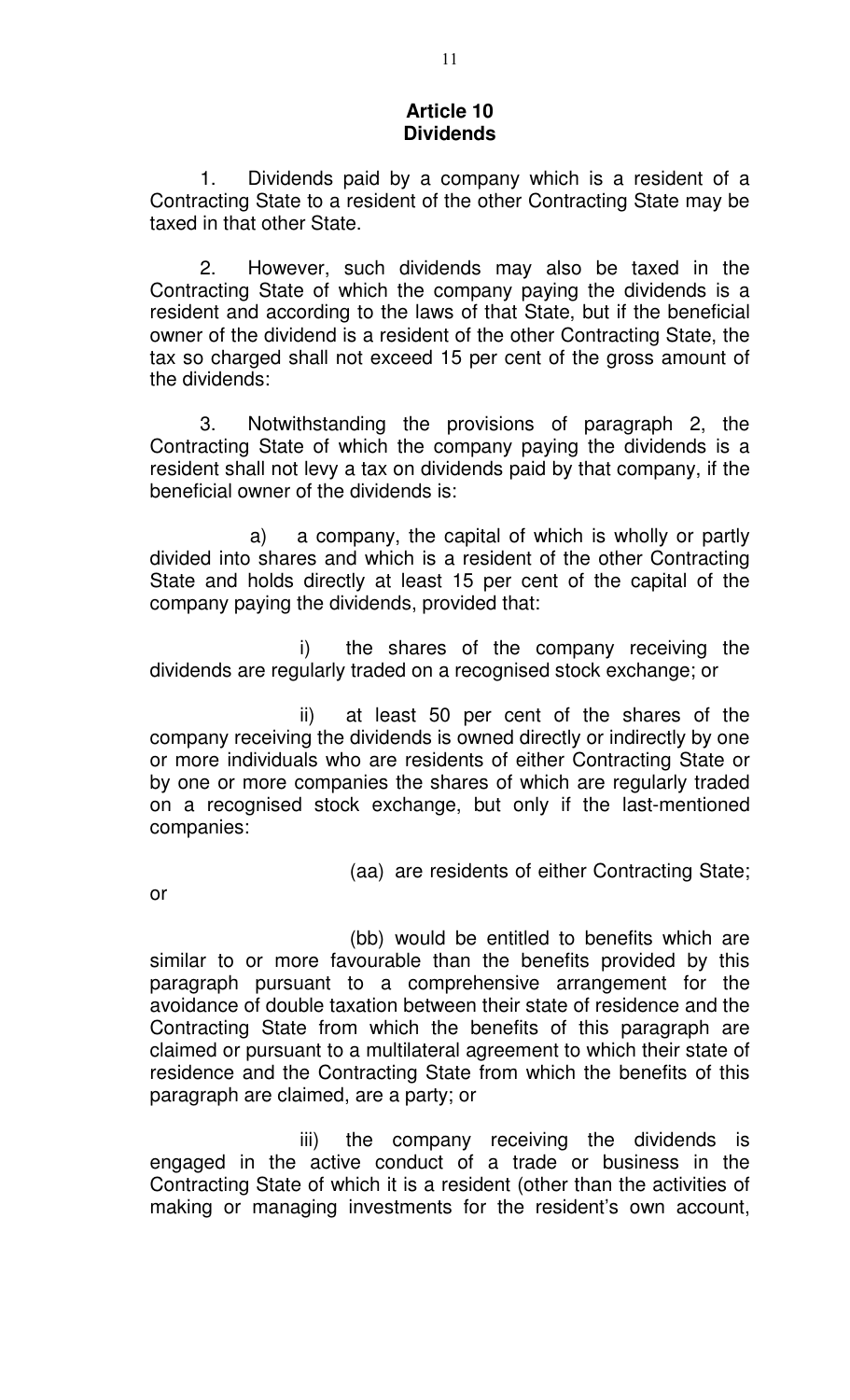## Article 10
## Dividends

1. Dividends paid by a company which is a resident of a Contracting State to a resident of the other Contracting State may be taxed in that other State.

2. However, such dividends may also be taxed in the Contracting State of which the company paying the dividends is a resident and according to the laws of that State, but if the beneficial owner of the dividend is a resident of the other Contracting State, the tax so charged shall not exceed 15 per cent of the gross amount of the dividends:

3. Notwithstanding the provisions of paragraph 2, the Contracting State of which the company paying the dividends is a resident shall not levy a tax on dividends paid by that company, if the beneficial owner of the dividends is:

a) a company, the capital of which is wholly or partly divided into shares and which is a resident of the other Contracting State and holds directly at least 15 per cent of the capital of the company paying the dividends, provided that:

i) the shares of the company receiving the dividends are regularly traded on a recognised stock exchange; or

ii) at least 50 per cent of the shares of the company receiving the dividends is owned directly or indirectly by one or more individuals who are residents of either Contracting State or by one or more companies the shares of which are regularly traded on a recognised stock exchange, but only if the last-mentioned companies:

(aa) are residents of either Contracting State;

or

(bb) would be entitled to benefits which are similar to or more favourable than the benefits provided by this paragraph pursuant to a comprehensive arrangement for the avoidance of double taxation between their state of residence and the Contracting State from which the benefits of this paragraph are claimed or pursuant to a multilateral agreement to which their state of residence and the Contracting State from which the benefits of this paragraph are claimed, are a party; or

iii) the company receiving the dividends is engaged in the active conduct of a trade or business in the Contracting State of which it is a resident (other than the activities of making or managing investments for the resident's own account,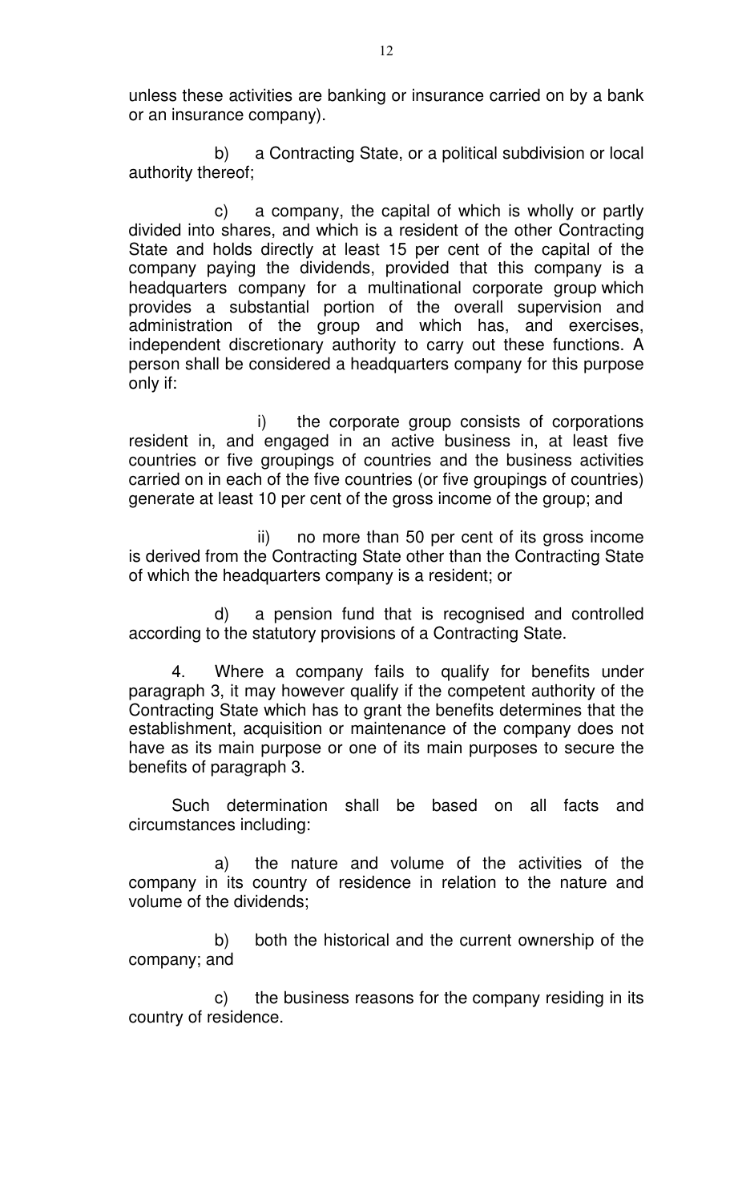unless these activities are banking or insurance carried on by a bank or an insurance company).

b) a Contracting State, or a political subdivision or local authority thereof;

c) a company, the capital of which is wholly or partly divided into shares, and which is a resident of the other Contracting State and holds directly at least 15 per cent of the capital of the company paying the dividends, provided that this company is a headquarters company for a multinational corporate group which provides a substantial portion of the overall supervision and administration of the group and which has, and exercises, independent discretionary authority to carry out these functions. A person shall be considered a headquarters company for this purpose only if:

i) the corporate group consists of corporations resident in, and engaged in an active business in, at least five countries or five groupings of countries and the business activities carried on in each of the five countries (or five groupings of countries) generate at least 10 per cent of the gross income of the group; and

ii) no more than 50 per cent of its gross income is derived from the Contracting State other than the Contracting State of which the headquarters company is a resident; or

d) a pension fund that is recognised and controlled according to the statutory provisions of a Contracting State.

4. Where a company fails to qualify for benefits under paragraph 3, it may however qualify if the competent authority of the Contracting State which has to grant the benefits determines that the establishment, acquisition or maintenance of the company does not have as its main purpose or one of its main purposes to secure the benefits of paragraph 3.

Such determination shall be based on all facts and circumstances including:

a) the nature and volume of the activities of the company in its country of residence in relation to the nature and volume of the dividends;

b) both the historical and the current ownership of the company; and

c) the business reasons for the company residing in its country of residence.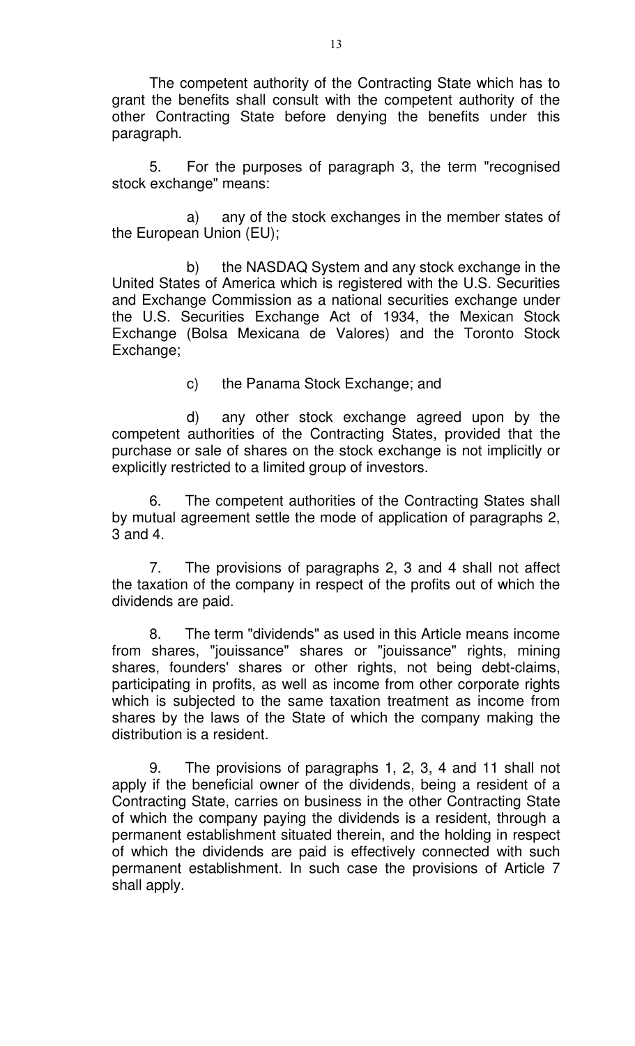The competent authority of the Contracting State which has to grant the benefits shall consult with the competent authority of the other Contracting State before denying the benefits under this paragraph.

5. For the purposes of paragraph 3, the term "recognised stock exchange" means:

a) any of the stock exchanges in the member states of the European Union (EU);

b) the NASDAQ System and any stock exchange in the United States of America which is registered with the U.S. Securities and Exchange Commission as a national securities exchange under the U.S. Securities Exchange Act of 1934, the Mexican Stock Exchange (Bolsa Mexicana de Valores) and the Toronto Stock Exchange;

c) the Panama Stock Exchange; and

d) any other stock exchange agreed upon by the competent authorities of the Contracting States, provided that the purchase or sale of shares on the stock exchange is not implicitly or explicitly restricted to a limited group of investors.

6. The competent authorities of the Contracting States shall by mutual agreement settle the mode of application of paragraphs 2, 3 and 4.

7. The provisions of paragraphs 2, 3 and 4 shall not affect the taxation of the company in respect of the profits out of which the dividends are paid.

8. The term "dividends" as used in this Article means income from shares, "jouissance" shares or "jouissance" rights, mining shares, founders' shares or other rights, not being debt-claims, participating in profits, as well as income from other corporate rights which is subjected to the same taxation treatment as income from shares by the laws of the State of which the company making the distribution is a resident.

9. The provisions of paragraphs 1, 2, 3, 4 and 11 shall not apply if the beneficial owner of the dividends, being a resident of a Contracting State, carries on business in the other Contracting State of which the company paying the dividends is a resident, through a permanent establishment situated therein, and the holding in respect of which the dividends are paid is effectively connected with such permanent establishment. In such case the provisions of Article 7 shall apply.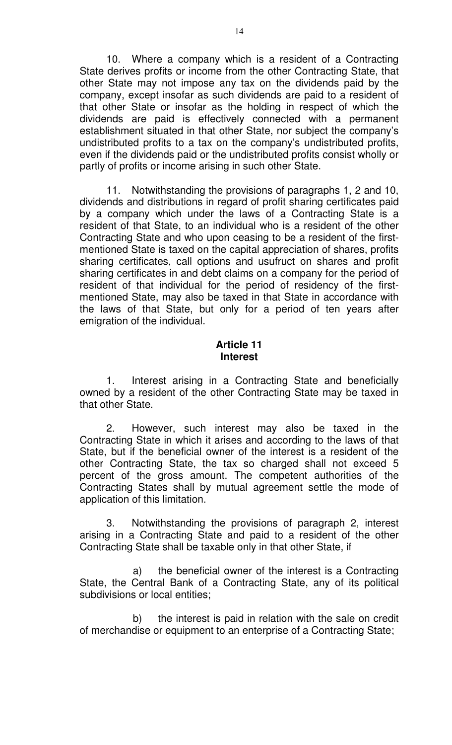10. Where a company which is a resident of a Contracting State derives profits or income from the other Contracting State, that other State may not impose any tax on the dividends paid by the company, except insofar as such dividends are paid to a resident of that other State or insofar as the holding in respect of which the dividends are paid is effectively connected with a permanent establishment situated in that other State, nor subject the company's undistributed profits to a tax on the company's undistributed profits, even if the dividends paid or the undistributed profits consist wholly or partly of profits or income arising in such other State.

11. Notwithstanding the provisions of paragraphs 1, 2 and 10, dividends and distributions in regard of profit sharing certificates paid by a company which under the laws of a Contracting State is a resident of that State, to an individual who is a resident of the other Contracting State and who upon ceasing to be a resident of the first-mentioned State is taxed on the capital appreciation of shares, profits sharing certificates, call options and usufruct on shares and profit sharing certificates in and debt claims on a company for the period of resident of that individual for the period of residency of the first-mentioned State, may also be taxed in that State in accordance with the laws of that State, but only for a period of ten years after emigration of the individual.

## Article 11
## Interest

1. Interest arising in a Contracting State and beneficially owned by a resident of the other Contracting State may be taxed in that other State.

2. However, such interest may also be taxed in the Contracting State in which it arises and according to the laws of that State, but if the beneficial owner of the interest is a resident of the other Contracting State, the tax so charged shall not exceed 5 percent of the gross amount. The competent authorities of the Contracting States shall by mutual agreement settle the mode of application of this limitation.

3. Notwithstanding the provisions of paragraph 2, interest arising in a Contracting State and paid to a resident of the other Contracting State shall be taxable only in that other State, if

a) the beneficial owner of the interest is a Contracting State, the Central Bank of a Contracting State, any of its political subdivisions or local entities;

b) the interest is paid in relation with the sale on credit of merchandise or equipment to an enterprise of a Contracting State;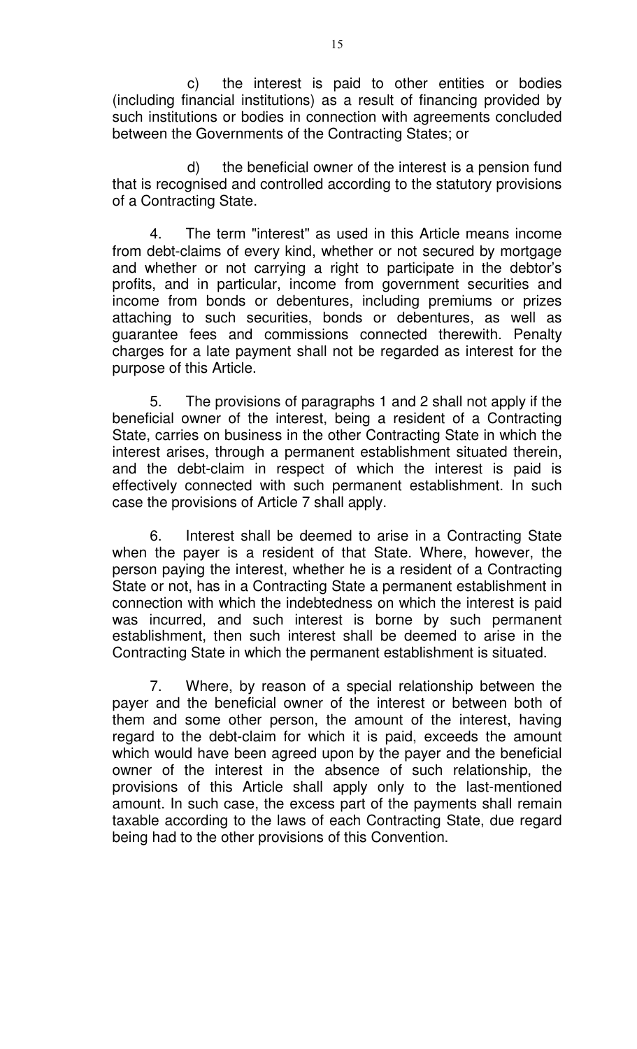c) the interest is paid to other entities or bodies (including financial institutions) as a result of financing provided by such institutions or bodies in connection with agreements concluded between the Governments of the Contracting States; or

d) the beneficial owner of the interest is a pension fund that is recognised and controlled according to the statutory provisions of a Contracting State.

4. The term "interest" as used in this Article means income from debt-claims of every kind, whether or not secured by mortgage and whether or not carrying a right to participate in the debtor's profits, and in particular, income from government securities and income from bonds or debentures, including premiums or prizes attaching to such securities, bonds or debentures, as well as guarantee fees and commissions connected therewith. Penalty charges for a late payment shall not be regarded as interest for the purpose of this Article.

5. The provisions of paragraphs 1 and 2 shall not apply if the beneficial owner of the interest, being a resident of a Contracting State, carries on business in the other Contracting State in which the interest arises, through a permanent establishment situated therein, and the debt-claim in respect of which the interest is paid is effectively connected with such permanent establishment. In such case the provisions of Article 7 shall apply.

6. Interest shall be deemed to arise in a Contracting State when the payer is a resident of that State. Where, however, the person paying the interest, whether he is a resident of a Contracting State or not, has in a Contracting State a permanent establishment in connection with which the indebtedness on which the interest is paid was incurred, and such interest is borne by such permanent establishment, then such interest shall be deemed to arise in the Contracting State in which the permanent establishment is situated.

7. Where, by reason of a special relationship between the payer and the beneficial owner of the interest or between both of them and some other person, the amount of the interest, having regard to the debt-claim for which it is paid, exceeds the amount which would have been agreed upon by the payer and the beneficial owner of the interest in the absence of such relationship, the provisions of this Article shall apply only to the last-mentioned amount. In such case, the excess part of the payments shall remain taxable according to the laws of each Contracting State, due regard being had to the other provisions of this Convention.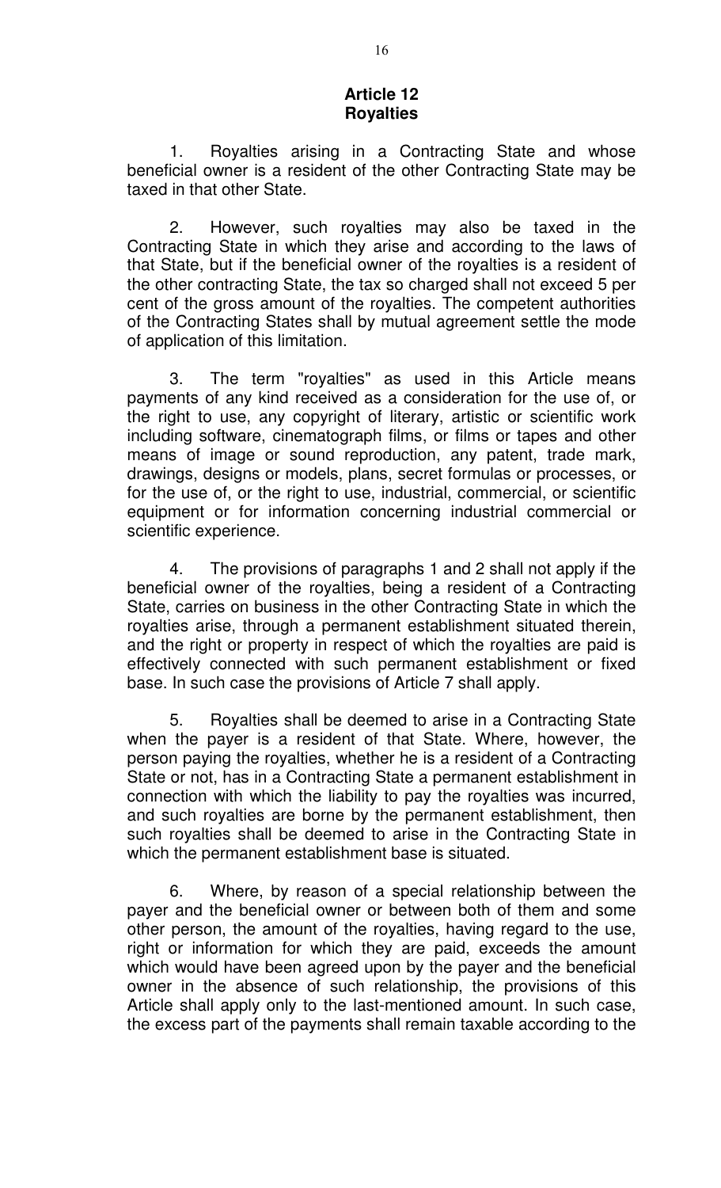## Article 12
## Royalties

1. Royalties arising in a Contracting State and whose beneficial owner is a resident of the other Contracting State may be taxed in that other State.

2. However, such royalties may also be taxed in the Contracting State in which they arise and according to the laws of that State, but if the beneficial owner of the royalties is a resident of the other contracting State, the tax so charged shall not exceed 5 per cent of the gross amount of the royalties. The competent authorities of the Contracting States shall by mutual agreement settle the mode of application of this limitation.

3. The term "royalties" as used in this Article means payments of any kind received as a consideration for the use of, or the right to use, any copyright of literary, artistic or scientific work including software, cinematograph films, or films or tapes and other means of image or sound reproduction, any patent, trade mark, drawings, designs or models, plans, secret formulas or processes, or for the use of, or the right to use, industrial, commercial, or scientific equipment or for information concerning industrial commercial or scientific experience.

4. The provisions of paragraphs 1 and 2 shall not apply if the beneficial owner of the royalties, being a resident of a Contracting State, carries on business in the other Contracting State in which the royalties arise, through a permanent establishment situated therein, and the right or property in respect of which the royalties are paid is effectively connected with such permanent establishment or fixed base. In such case the provisions of Article 7 shall apply.

5. Royalties shall be deemed to arise in a Contracting State when the payer is a resident of that State. Where, however, the person paying the royalties, whether he is a resident of a Contracting State or not, has in a Contracting State a permanent establishment in connection with which the liability to pay the royalties was incurred, and such royalties are borne by the permanent establishment, then such royalties shall be deemed to arise in the Contracting State in which the permanent establishment base is situated.

6. Where, by reason of a special relationship between the payer and the beneficial owner or between both of them and some other person, the amount of the royalties, having regard to the use, right or information for which they are paid, exceeds the amount which would have been agreed upon by the payer and the beneficial owner in the absence of such relationship, the provisions of this Article shall apply only to the last-mentioned amount. In such case, the excess part of the payments shall remain taxable according to the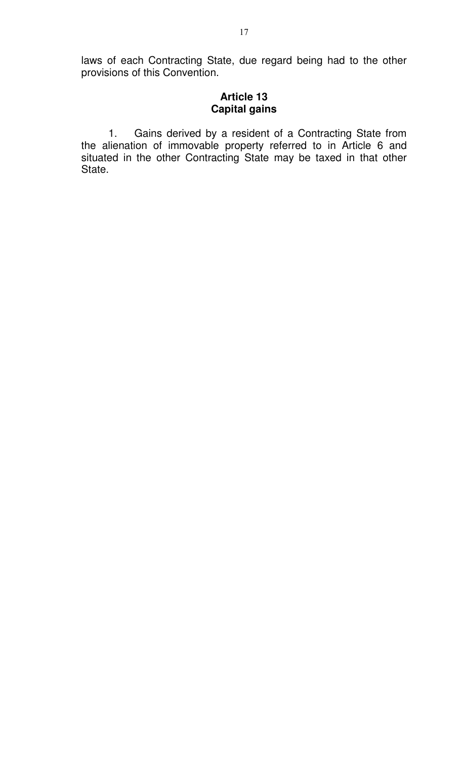laws of each Contracting State, due regard being had to the other provisions of this Convention.

## Article 13
## Capital gains

1. Gains derived by a resident of a Contracting State from the alienation of immovable property referred to in Article 6 and situated in the other Contracting State may be taxed in that other State.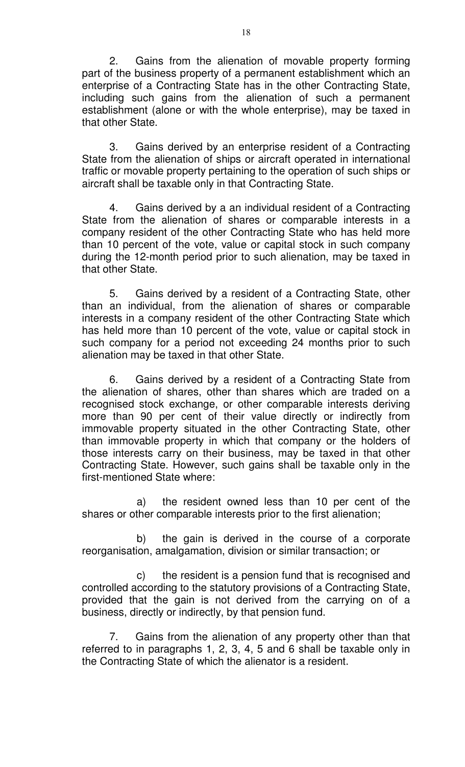2. Gains from the alienation of movable property forming part of the business property of a permanent establishment which an enterprise of a Contracting State has in the other Contracting State, including such gains from the alienation of such a permanent establishment (alone or with the whole enterprise), may be taxed in that other State.

3. Gains derived by an enterprise resident of a Contracting State from the alienation of ships or aircraft operated in international traffic or movable property pertaining to the operation of such ships or aircraft shall be taxable only in that Contracting State.

4. Gains derived by a an individual resident of a Contracting State from the alienation of shares or comparable interests in a company resident of the other Contracting State who has held more than 10 percent of the vote, value or capital stock in such company during the 12-month period prior to such alienation, may be taxed in that other State.

5. Gains derived by a resident of a Contracting State, other than an individual, from the alienation of shares or comparable interests in a company resident of the other Contracting State which has held more than 10 percent of the vote, value or capital stock in such company for a period not exceeding 24 months prior to such alienation may be taxed in that other State.

6. Gains derived by a resident of a Contracting State from the alienation of shares, other than shares which are traded on a recognised stock exchange, or other comparable interests deriving more than 90 per cent of their value directly or indirectly from immovable property situated in the other Contracting State, other than immovable property in which that company or the holders of those interests carry on their business, may be taxed in that other Contracting State. However, such gains shall be taxable only in the first-mentioned State where:

a) the resident owned less than 10 per cent of the shares or other comparable interests prior to the first alienation;

b) the gain is derived in the course of a corporate reorganisation, amalgamation, division or similar transaction; or

c) the resident is a pension fund that is recognised and controlled according to the statutory provisions of a Contracting State, provided that the gain is not derived from the carrying on of a business, directly or indirectly, by that pension fund.

7. Gains from the alienation of any property other than that referred to in paragraphs 1, 2, 3, 4, 5 and 6 shall be taxable only in the Contracting State of which the alienator is a resident.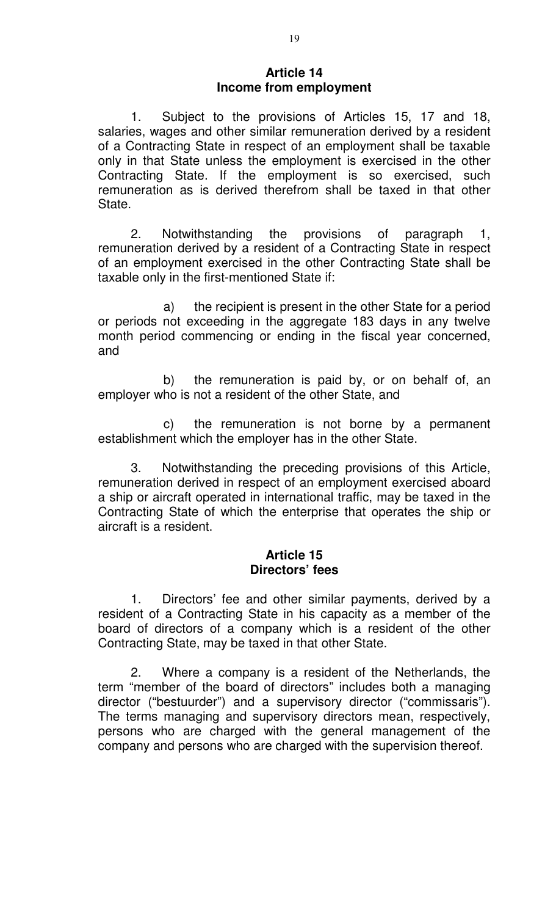## Article 14
## Income from employment

1. Subject to the provisions of Articles 15, 17 and 18, salaries, wages and other similar remuneration derived by a resident of a Contracting State in respect of an employment shall be taxable only in that State unless the employment is exercised in the other Contracting State. If the employment is so exercised, such remuneration as is derived therefrom shall be taxed in that other State.

2. Notwithstanding the provisions of paragraph 1, remuneration derived by a resident of a Contracting State in respect of an employment exercised in the other Contracting State shall be taxable only in the first-mentioned State if:

a) the recipient is present in the other State for a period or periods not exceeding in the aggregate 183 days in any twelve month period commencing or ending in the fiscal year concerned, and

b) the remuneration is paid by, or on behalf of, an employer who is not a resident of the other State, and

c) the remuneration is not borne by a permanent establishment which the employer has in the other State.

3. Notwithstanding the preceding provisions of this Article, remuneration derived in respect of an employment exercised aboard a ship or aircraft operated in international traffic, may be taxed in the Contracting State of which the enterprise that operates the ship or aircraft is a resident.

## Article 15
## Directors' fees

1. Directors' fee and other similar payments, derived by a resident of a Contracting State in his capacity as a member of the board of directors of a company which is a resident of the other Contracting State, may be taxed in that other State.

2. Where a company is a resident of the Netherlands, the term "member of the board of directors" includes both a managing director ("bestuurder") and a supervisory director ("commissaris"). The terms managing and supervisory directors mean, respectively, persons who are charged with the general management of the company and persons who are charged with the supervision thereof.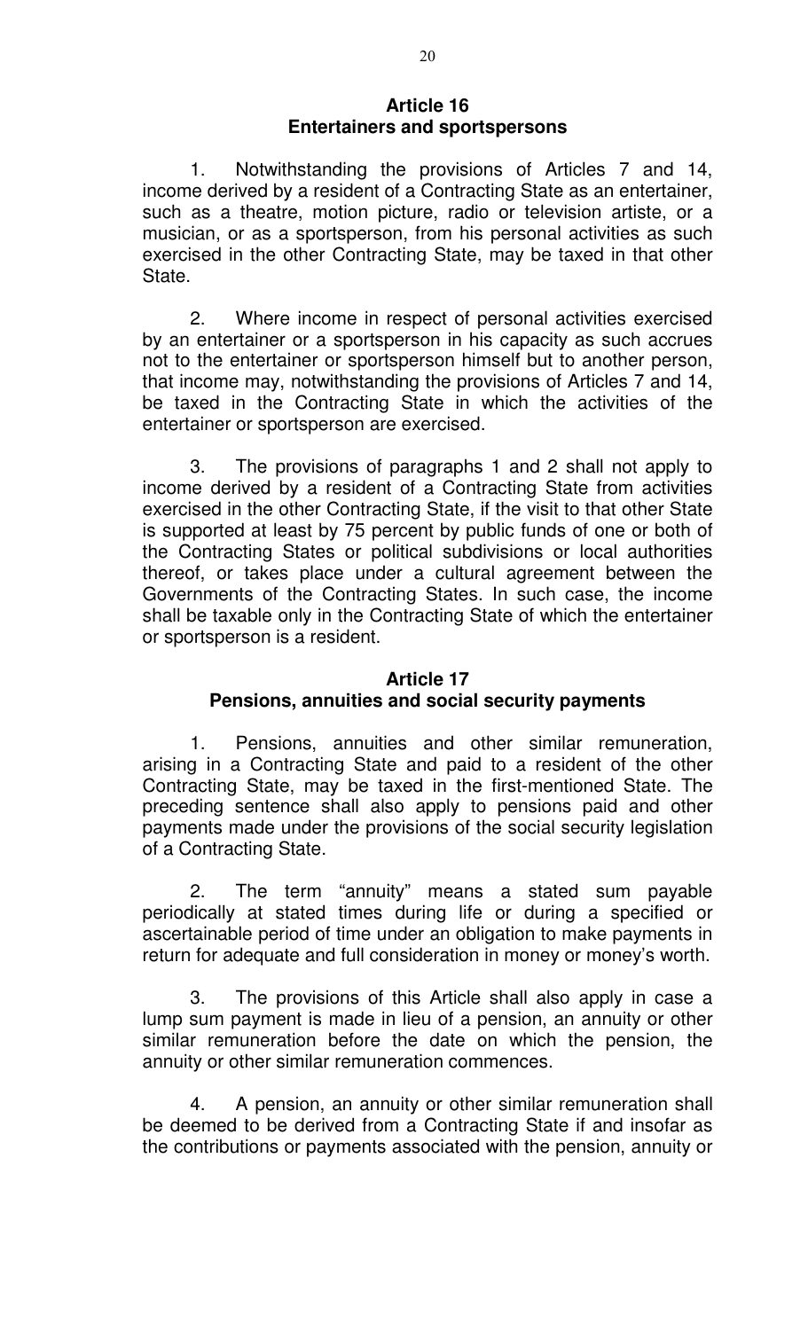## Article 16
## Entertainers and sportspersons

1. Notwithstanding the provisions of Articles 7 and 14, income derived by a resident of a Contracting State as an entertainer, such as a theatre, motion picture, radio or television artiste, or a musician, or as a sportsperson, from his personal activities as such exercised in the other Contracting State, may be taxed in that other State.

2. Where income in respect of personal activities exercised by an entertainer or a sportsperson in his capacity as such accrues not to the entertainer or sportsperson himself but to another person, that income may, notwithstanding the provisions of Articles 7 and 14, be taxed in the Contracting State in which the activities of the entertainer or sportsperson are exercised.

3. The provisions of paragraphs 1 and 2 shall not apply to income derived by a resident of a Contracting State from activities exercised in the other Contracting State, if the visit to that other State is supported at least by 75 percent by public funds of one or both of the Contracting States or political subdivisions or local authorities thereof, or takes place under a cultural agreement between the Governments of the Contracting States. In such case, the income shall be taxable only in the Contracting State of which the entertainer or sportsperson is a resident.

## Article 17
## Pensions, annuities and social security payments

1. Pensions, annuities and other similar remuneration, arising in a Contracting State and paid to a resident of the other Contracting State, may be taxed in the first-mentioned State. The preceding sentence shall also apply to pensions paid and other payments made under the provisions of the social security legislation of a Contracting State.

2. The term "annuity" means a stated sum payable periodically at stated times during life or during a specified or ascertainable period of time under an obligation to make payments in return for adequate and full consideration in money or money's worth.

3. The provisions of this Article shall also apply in case a lump sum payment is made in lieu of a pension, an annuity or other similar remuneration before the date on which the pension, the annuity or other similar remuneration commences.

4. A pension, an annuity or other similar remuneration shall be deemed to be derived from a Contracting State if and insofar as the contributions or payments associated with the pension, annuity or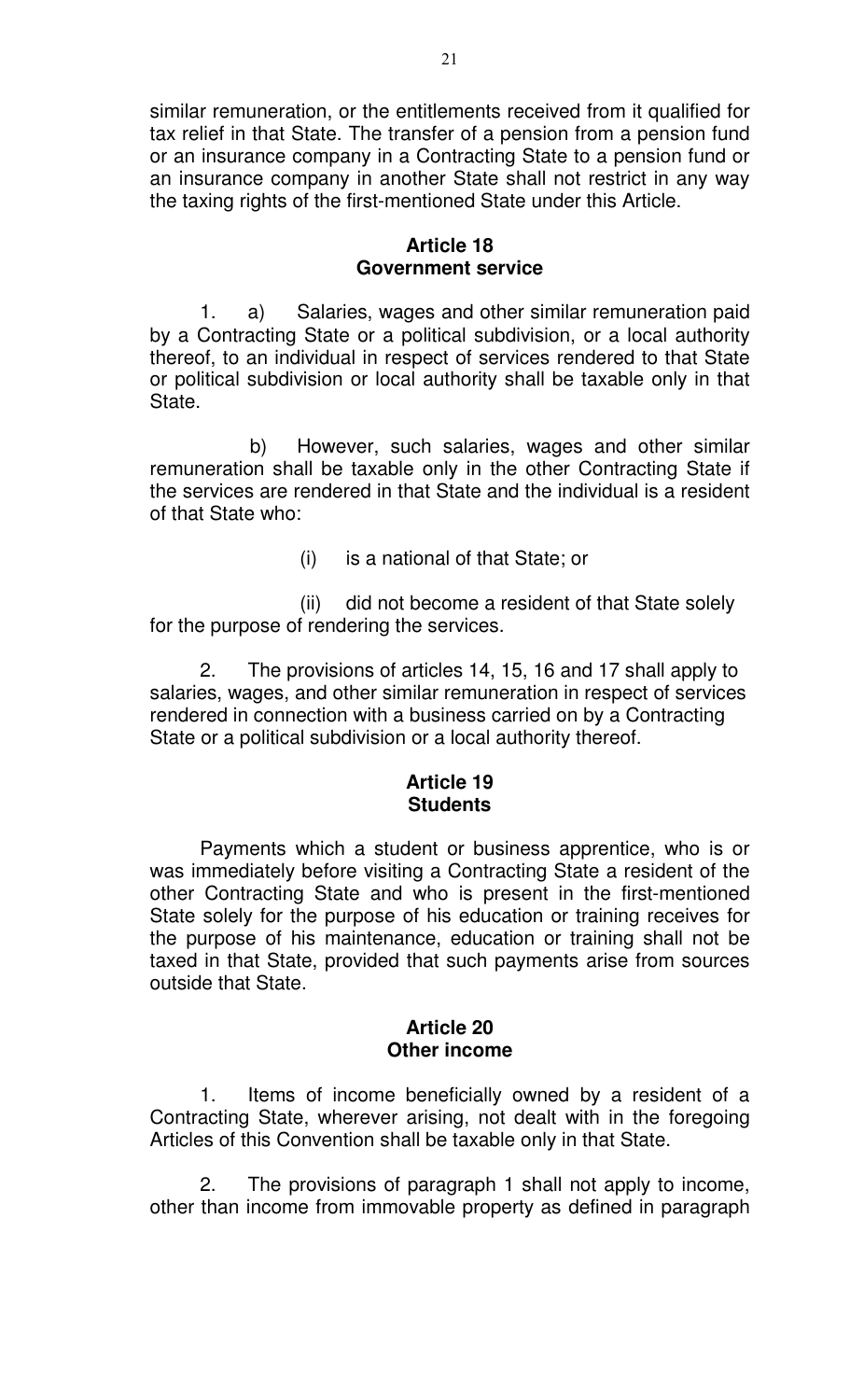similar remuneration, or the entitlements received from it qualified for tax relief in that State. The transfer of a pension from a pension fund or an insurance company in a Contracting State to a pension fund or an insurance company in another State shall not restrict in any way the taxing rights of the first-mentioned State under this Article.

## Article 18
## Government service

1. a) Salaries, wages and other similar remuneration paid by a Contracting State or a political subdivision, or a local authority thereof, to an individual in respect of services rendered to that State or political subdivision or local authority shall be taxable only in that State.

b) However, such salaries, wages and other similar remuneration shall be taxable only in the other Contracting State if the services are rendered in that State and the individual is a resident of that State who:

(i) is a national of that State; or

(ii) did not become a resident of that State solely for the purpose of rendering the services.

2. The provisions of articles 14, 15, 16 and 17 shall apply to salaries, wages, and other similar remuneration in respect of services rendered in connection with a business carried on by a Contracting State or a political subdivision or a local authority thereof.

## Article 19
## Students

Payments which a student or business apprentice, who is or was immediately before visiting a Contracting State a resident of the other Contracting State and who is present in the first-mentioned State solely for the purpose of his education or training receives for the purpose of his maintenance, education or training shall not be taxed in that State, provided that such payments arise from sources outside that State.

## Article 20
## Other income

1. Items of income beneficially owned by a resident of a Contracting State, wherever arising, not dealt with in the foregoing Articles of this Convention shall be taxable only in that State.

2. The provisions of paragraph 1 shall not apply to income, other than income from immovable property as defined in paragraph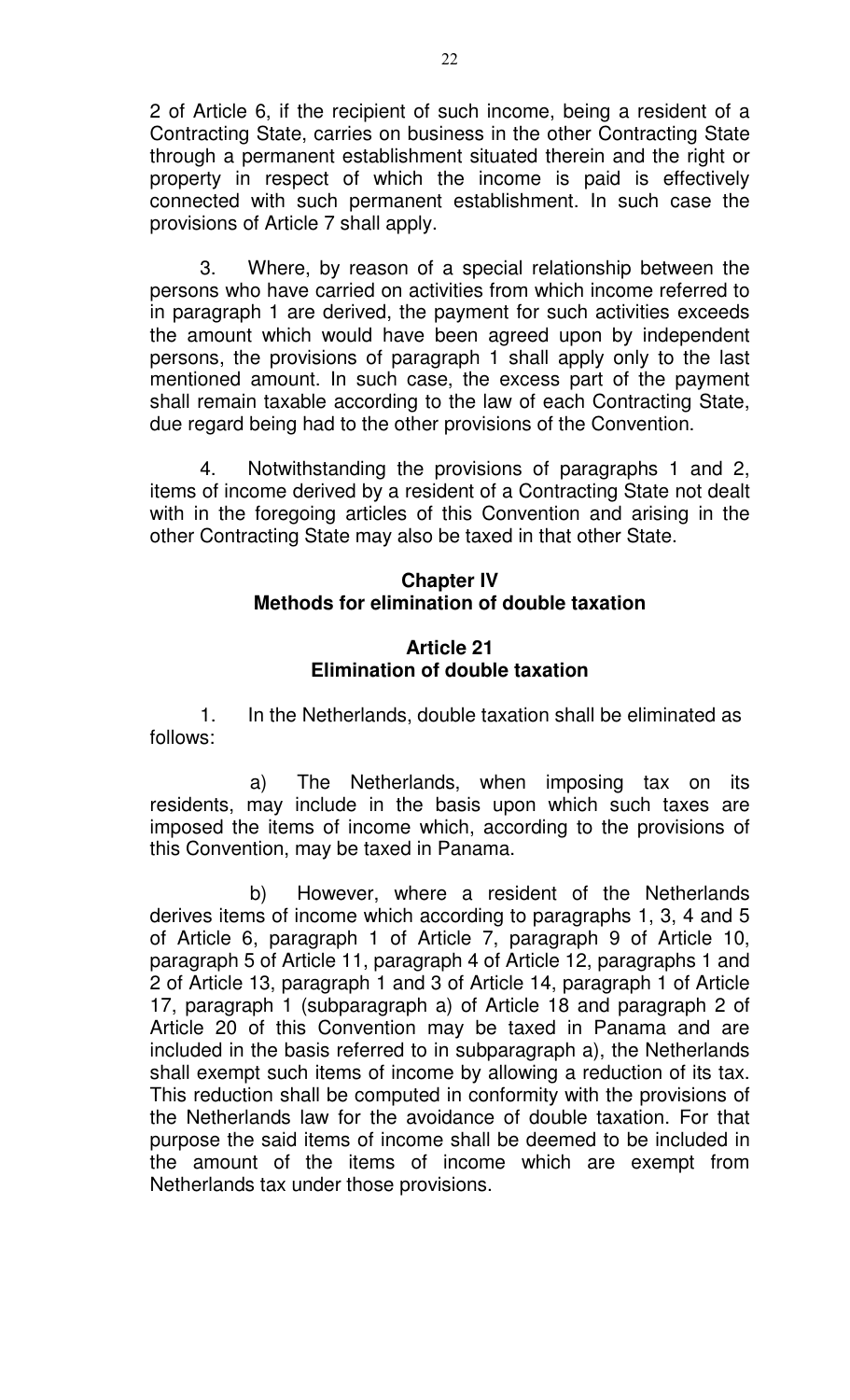2 of Article 6, if the recipient of such income, being a resident of a Contracting State, carries on business in the other Contracting State through a permanent establishment situated therein and the right or property in respect of which the income is paid is effectively connected with such permanent establishment. In such case the provisions of Article 7 shall apply.

3. Where, by reason of a special relationship between the persons who have carried on activities from which income referred to in paragraph 1 are derived, the payment for such activities exceeds the amount which would have been agreed upon by independent persons, the provisions of paragraph 1 shall apply only to the last mentioned amount. In such case, the excess part of the payment shall remain taxable according to the law of each Contracting State, due regard being had to the other provisions of the Convention.

4. Notwithstanding the provisions of paragraphs 1 and 2, items of income derived by a resident of a Contracting State not dealt with in the foregoing articles of this Convention and arising in the other Contracting State may also be taxed in that other State.

## Chapter IV
## Methods for elimination of double taxation

### Article 21
### Elimination of double taxation

1. In the Netherlands, double taxation shall be eliminated as follows:

a) The Netherlands, when imposing tax on its residents, may include in the basis upon which such taxes are imposed the items of income which, according to the provisions of this Convention, may be taxed in Panama.

b) However, where a resident of the Netherlands derives items of income which according to paragraphs 1, 3, 4 and 5 of Article 6, paragraph 1 of Article 7, paragraph 9 of Article 10, paragraph 5 of Article 11, paragraph 4 of Article 12, paragraphs 1 and 2 of Article 13, paragraph 1 and 3 of Article 14, paragraph 1 of Article 17, paragraph 1 (subparagraph a) of Article 18 and paragraph 2 of Article 20 of this Convention may be taxed in Panama and are included in the basis referred to in subparagraph a), the Netherlands shall exempt such items of income by allowing a reduction of its tax. This reduction shall be computed in conformity with the provisions of the Netherlands law for the avoidance of double taxation. For that purpose the said items of income shall be deemed to be included in the amount of the items of income which are exempt from Netherlands tax under those provisions.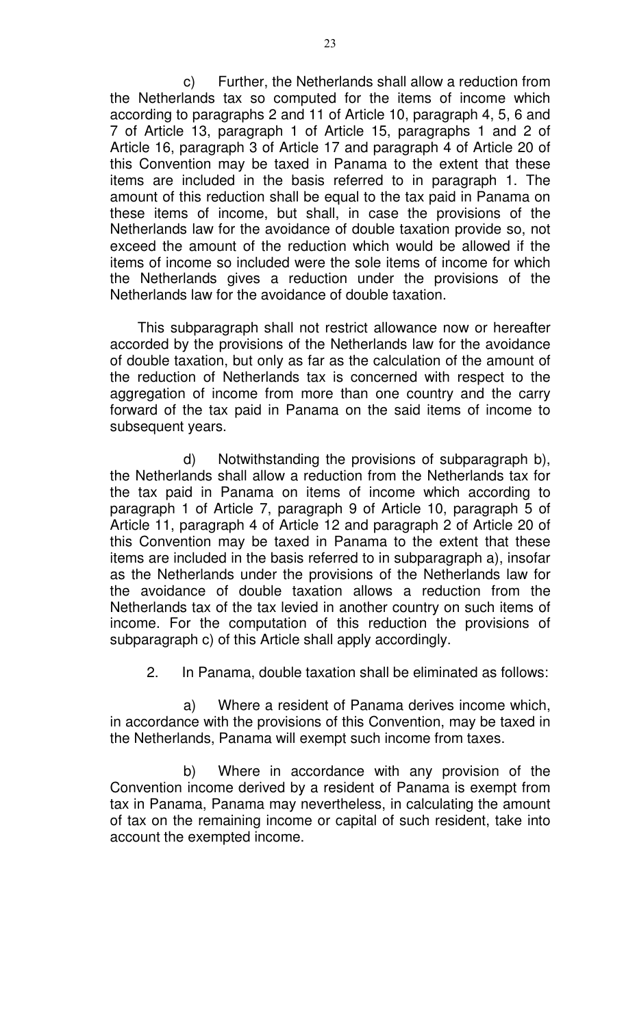c) Further, the Netherlands shall allow a reduction from the Netherlands tax so computed for the items of income which according to paragraphs 2 and 11 of Article 10, paragraph 4, 5, 6 and 7 of Article 13, paragraph 1 of Article 15, paragraphs 1 and 2 of Article 16, paragraph 3 of Article 17 and paragraph 4 of Article 20 of this Convention may be taxed in Panama to the extent that these items are included in the basis referred to in paragraph 1. The amount of this reduction shall be equal to the tax paid in Panama on these items of income, but shall, in case the provisions of the Netherlands law for the avoidance of double taxation provide so, not exceed the amount of the reduction which would be allowed if the items of income so included were the sole items of income for which the Netherlands gives a reduction under the provisions of the Netherlands law for the avoidance of double taxation.

This subparagraph shall not restrict allowance now or hereafter accorded by the provisions of the Netherlands law for the avoidance of double taxation, but only as far as the calculation of the amount of the reduction of Netherlands tax is concerned with respect to the aggregation of income from more than one country and the carry forward of the tax paid in Panama on the said items of income to subsequent years.

d) Notwithstanding the provisions of subparagraph b), the Netherlands shall allow a reduction from the Netherlands tax for the tax paid in Panama on items of income which according to paragraph 1 of Article 7, paragraph 9 of Article 10, paragraph 5 of Article 11, paragraph 4 of Article 12 and paragraph 2 of Article 20 of this Convention may be taxed in Panama to the extent that these items are included in the basis referred to in subparagraph a), insofar as the Netherlands under the provisions of the Netherlands law for the avoidance of double taxation allows a reduction from the Netherlands tax of the tax levied in another country on such items of income. For the computation of this reduction the provisions of subparagraph c) of this Article shall apply accordingly.

2. In Panama, double taxation shall be eliminated as follows:

a) Where a resident of Panama derives income which, in accordance with the provisions of this Convention, may be taxed in the Netherlands, Panama will exempt such income from taxes.

b) Where in accordance with any provision of the Convention income derived by a resident of Panama is exempt from tax in Panama, Panama may nevertheless, in calculating the amount of tax on the remaining income or capital of such resident, take into account the exempted income.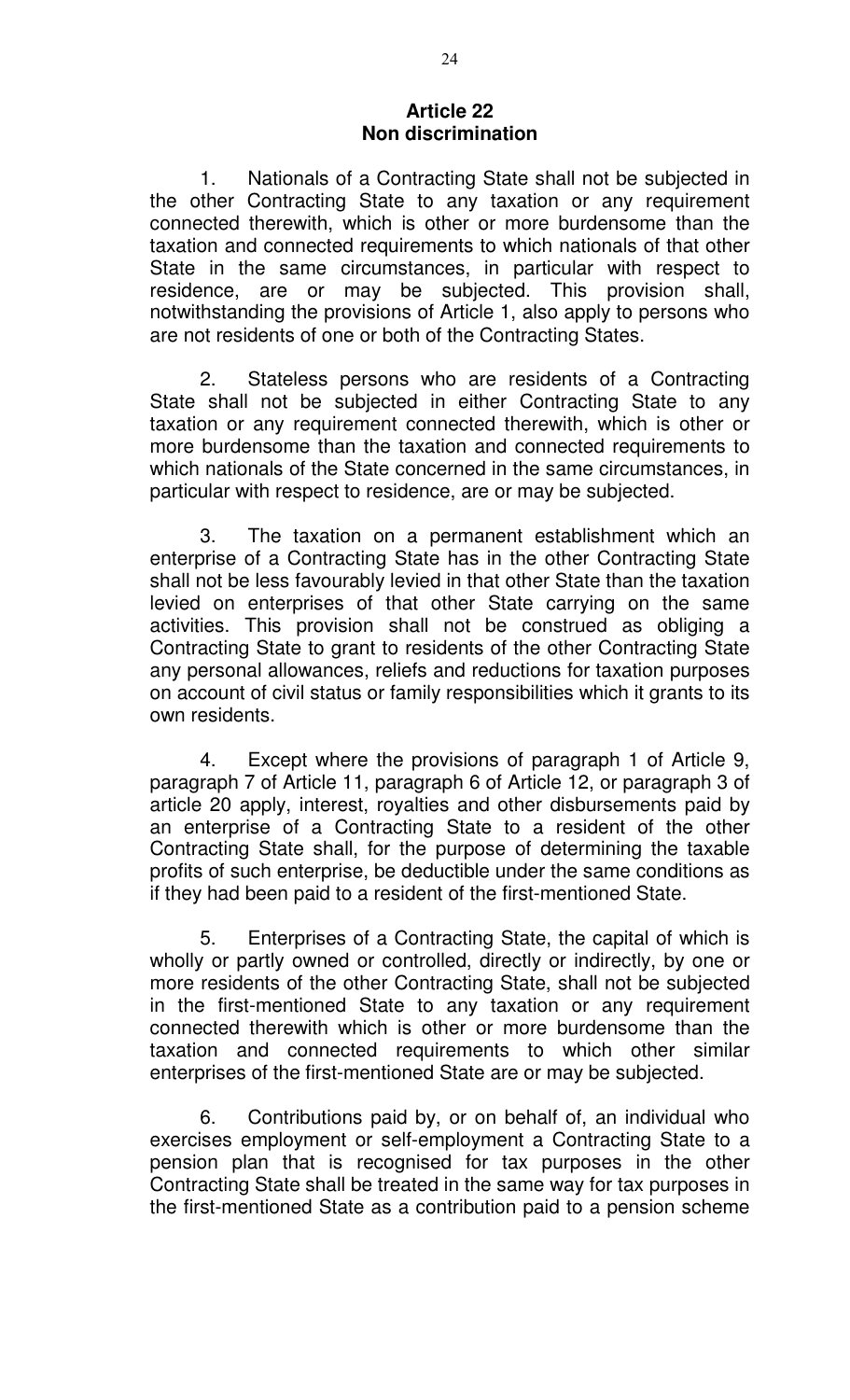## Article 22
## Non discrimination

1. Nationals of a Contracting State shall not be subjected in the other Contracting State to any taxation or any requirement connected therewith, which is other or more burdensome than the taxation and connected requirements to which nationals of that other State in the same circumstances, in particular with respect to residence, are or may be subjected. This provision shall, notwithstanding the provisions of Article 1, also apply to persons who are not residents of one or both of the Contracting States.

2. Stateless persons who are residents of a Contracting State shall not be subjected in either Contracting State to any taxation or any requirement connected therewith, which is other or more burdensome than the taxation and connected requirements to which nationals of the State concerned in the same circumstances, in particular with respect to residence, are or may be subjected.

3. The taxation on a permanent establishment which an enterprise of a Contracting State has in the other Contracting State shall not be less favourably levied in that other State than the taxation levied on enterprises of that other State carrying on the same activities. This provision shall not be construed as obliging a Contracting State to grant to residents of the other Contracting State any personal allowances, reliefs and reductions for taxation purposes on account of civil status or family responsibilities which it grants to its own residents.

4. Except where the provisions of paragraph 1 of Article 9, paragraph 7 of Article 11, paragraph 6 of Article 12, or paragraph 3 of article 20 apply, interest, royalties and other disbursements paid by an enterprise of a Contracting State to a resident of the other Contracting State shall, for the purpose of determining the taxable profits of such enterprise, be deductible under the same conditions as if they had been paid to a resident of the first-mentioned State.

5. Enterprises of a Contracting State, the capital of which is wholly or partly owned or controlled, directly or indirectly, by one or more residents of the other Contracting State, shall not be subjected in the first-mentioned State to any taxation or any requirement connected therewith which is other or more burdensome than the taxation and connected requirements to which other similar enterprises of the first-mentioned State are or may be subjected.

6. Contributions paid by, or on behalf of, an individual who exercises employment or self-employment a Contracting State to a pension plan that is recognised for tax purposes in the other Contracting State shall be treated in the same way for tax purposes in the first-mentioned State as a contribution paid to a pension scheme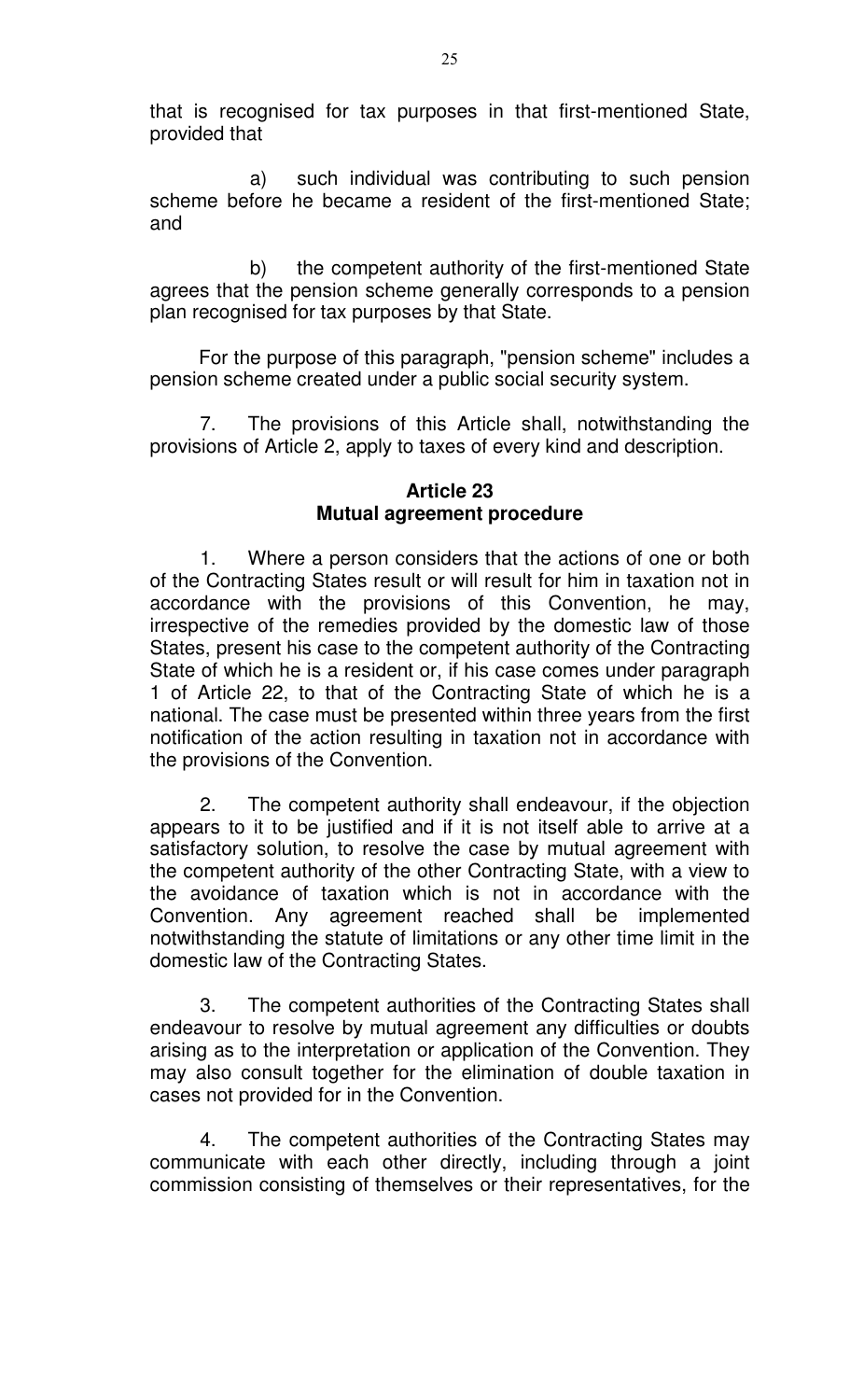that is recognised for tax purposes in that first-mentioned State, provided that

a) such individual was contributing to such pension scheme before he became a resident of the first-mentioned State; and

b) the competent authority of the first-mentioned State agrees that the pension scheme generally corresponds to a pension plan recognised for tax purposes by that State.

For the purpose of this paragraph, "pension scheme" includes a pension scheme created under a public social security system.

7. The provisions of this Article shall, notwithstanding the provisions of Article 2, apply to taxes of every kind and description.

**Article 23**
**Mutual agreement procedure**

1. Where a person considers that the actions of one or both of the Contracting States result or will result for him in taxation not in accordance with the provisions of this Convention, he may, irrespective of the remedies provided by the domestic law of those States, present his case to the competent authority of the Contracting State of which he is a resident or, if his case comes under paragraph 1 of Article 22, to that of the Contracting State of which he is a national. The case must be presented within three years from the first notification of the action resulting in taxation not in accordance with the provisions of the Convention.

2. The competent authority shall endeavour, if the objection appears to it to be justified and if it is not itself able to arrive at a satisfactory solution, to resolve the case by mutual agreement with the competent authority of the other Contracting State, with a view to the avoidance of taxation which is not in accordance with the Convention. Any agreement reached shall be implemented notwithstanding the statute of limitations or any other time limit in the domestic law of the Contracting States.

3. The competent authorities of the Contracting States shall endeavour to resolve by mutual agreement any difficulties or doubts arising as to the interpretation or application of the Convention. They may also consult together for the elimination of double taxation in cases not provided for in the Convention.

4. The competent authorities of the Contracting States may communicate with each other directly, including through a joint commission consisting of themselves or their representatives, for the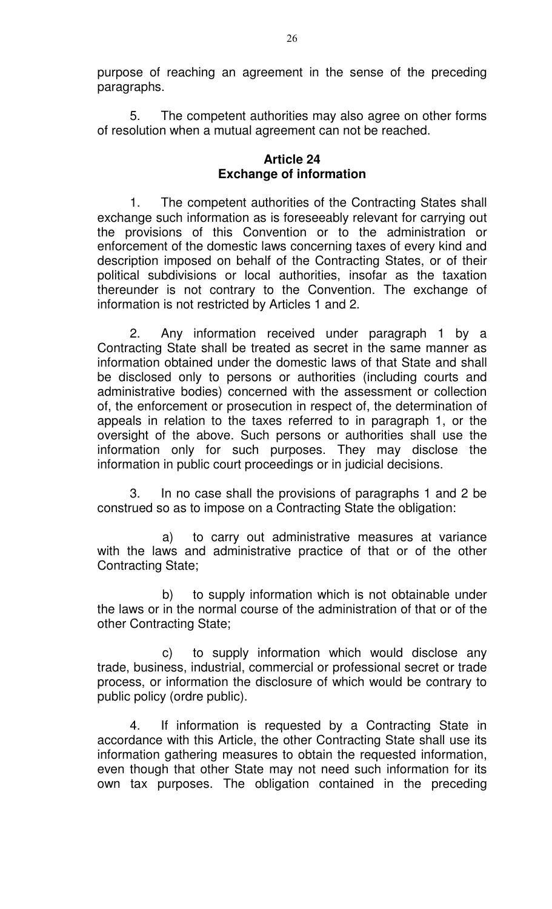purpose of reaching an agreement in the sense of the preceding paragraphs.

5. The competent authorities may also agree on other forms of resolution when a mutual agreement can not be reached.

### Article 24
### Exchange of information

1. The competent authorities of the Contracting States shall exchange such information as is foreseeably relevant for carrying out the provisions of this Convention or to the administration or enforcement of the domestic laws concerning taxes of every kind and description imposed on behalf of the Contracting States, or of their political subdivisions or local authorities, insofar as the taxation thereunder is not contrary to the Convention. The exchange of information is not restricted by Articles 1 and 2.

2. Any information received under paragraph 1 by a Contracting State shall be treated as secret in the same manner as information obtained under the domestic laws of that State and shall be disclosed only to persons or authorities (including courts and administrative bodies) concerned with the assessment or collection of, the enforcement or prosecution in respect of, the determination of appeals in relation to the taxes referred to in paragraph 1, or the oversight of the above. Such persons or authorities shall use the information only for such purposes. They may disclose the information in public court proceedings or in judicial decisions.

3. In no case shall the provisions of paragraphs 1 and 2 be construed so as to impose on a Contracting State the obligation:

a) to carry out administrative measures at variance with the laws and administrative practice of that or of the other Contracting State;

b) to supply information which is not obtainable under the laws or in the normal course of the administration of that or of the other Contracting State;

c) to supply information which would disclose any trade, business, industrial, commercial or professional secret or trade process, or information the disclosure of which would be contrary to public policy (ordre public).

4. If information is requested by a Contracting State in accordance with this Article, the other Contracting State shall use its information gathering measures to obtain the requested information, even though that other State may not need such information for its own tax purposes. The obligation contained in the preceding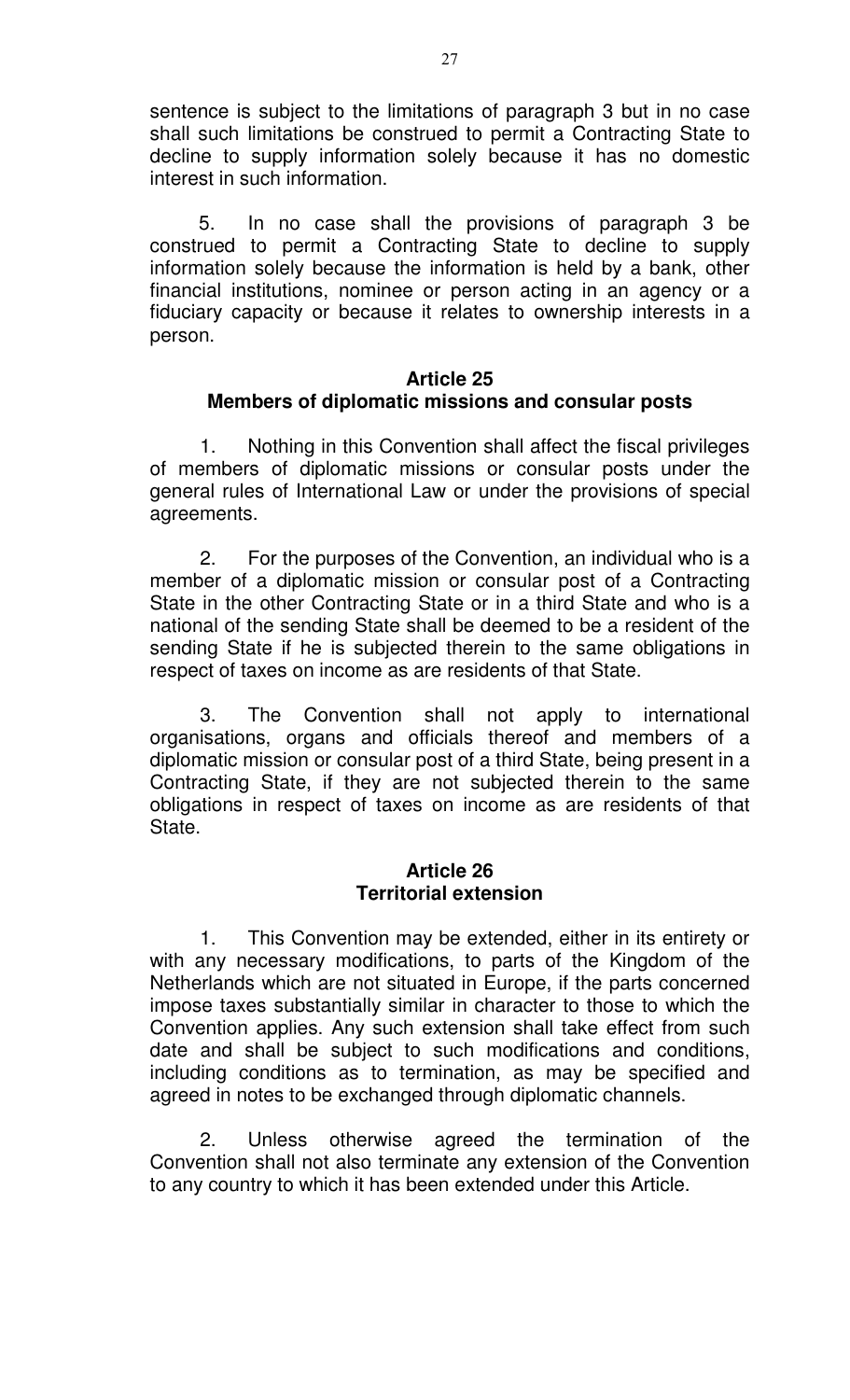sentence is subject to the limitations of paragraph 3 but in no case shall such limitations be construed to permit a Contracting State to decline to supply information solely because it has no domestic interest in such information.

5. In no case shall the provisions of paragraph 3 be construed to permit a Contracting State to decline to supply information solely because the information is held by a bank, other financial institutions, nominee or person acting in an agency or a fiduciary capacity or because it relates to ownership interests in a person.

## Article 25
## Members of diplomatic missions and consular posts

1. Nothing in this Convention shall affect the fiscal privileges of members of diplomatic missions or consular posts under the general rules of International Law or under the provisions of special agreements.

2. For the purposes of the Convention, an individual who is a member of a diplomatic mission or consular post of a Contracting State in the other Contracting State or in a third State and who is a national of the sending State shall be deemed to be a resident of the sending State if he is subjected therein to the same obligations in respect of taxes on income as are residents of that State.

3. The Convention shall not apply to international organisations, organs and officials thereof and members of a diplomatic mission or consular post of a third State, being present in a Contracting State, if they are not subjected therein to the same obligations in respect of taxes on income as are residents of that State.

## Article 26
## Territorial extension

1. This Convention may be extended, either in its entirety or with any necessary modifications, to parts of the Kingdom of the Netherlands which are not situated in Europe, if the parts concerned impose taxes substantially similar in character to those to which the Convention applies. Any such extension shall take effect from such date and shall be subject to such modifications and conditions, including conditions as to termination, as may be specified and agreed in notes to be exchanged through diplomatic channels.

2. Unless otherwise agreed the termination of the Convention shall not also terminate any extension of the Convention to any country to which it has been extended under this Article.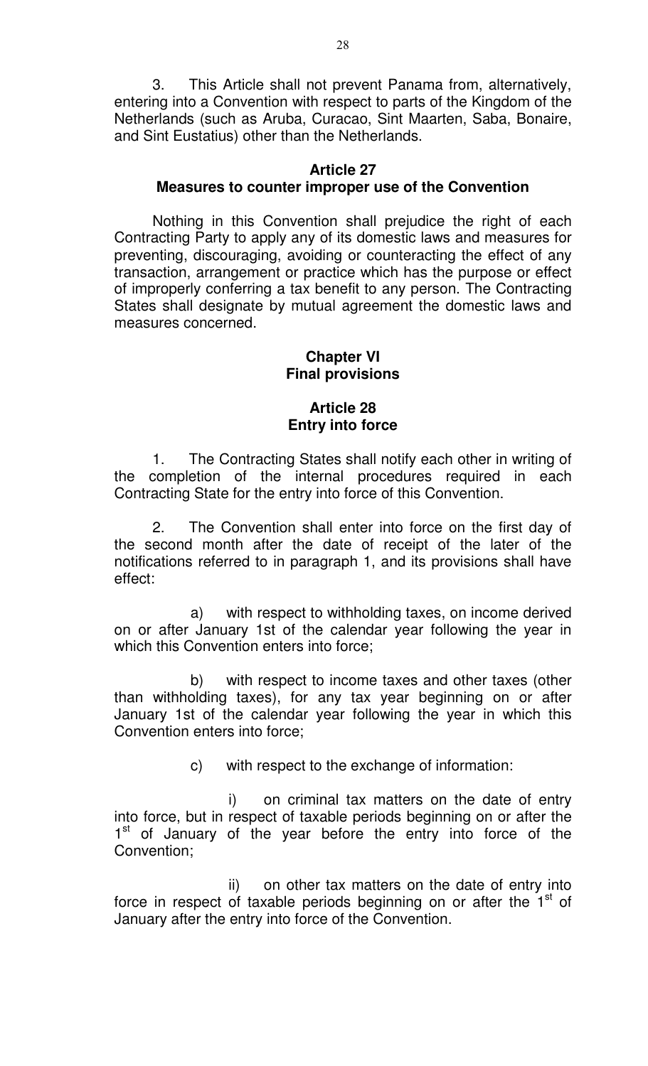3. This Article shall not prevent Panama from, alternatively, entering into a Convention with respect to parts of the Kingdom of the Netherlands (such as Aruba, Curacao, Sint Maarten, Saba, Bonaire, and Sint Eustatius) other than the Netherlands.

### Article 27
### Measures to counter improper use of the Convention

Nothing in this Convention shall prejudice the right of each Contracting Party to apply any of its domestic laws and measures for preventing, discouraging, avoiding or counteracting the effect of any transaction, arrangement or practice which has the purpose or effect of improperly conferring a tax benefit to any person. The Contracting States shall designate by mutual agreement the domestic laws and measures concerned.

## Chapter VI
## Final provisions

### Article 28
### Entry into force

1. The Contracting States shall notify each other in writing of the completion of the internal procedures required in each Contracting State for the entry into force of this Convention.

2. The Convention shall enter into force on the first day of the second month after the date of receipt of the later of the notifications referred to in paragraph 1, and its provisions shall have effect:

a) with respect to withholding taxes, on income derived on or after January 1st of the calendar year following the year in which this Convention enters into force;

b) with respect to income taxes and other taxes (other than withholding taxes), for any tax year beginning on or after January 1st of the calendar year following the year in which this Convention enters into force;

c) with respect to the exchange of information:

i) on criminal tax matters on the date of entry into force, but in respect of taxable periods beginning on or after the 1st of January of the year before the entry into force of the Convention;

ii) on other tax matters on the date of entry into force in respect of taxable periods beginning on or after the 1st of January after the entry into force of the Convention.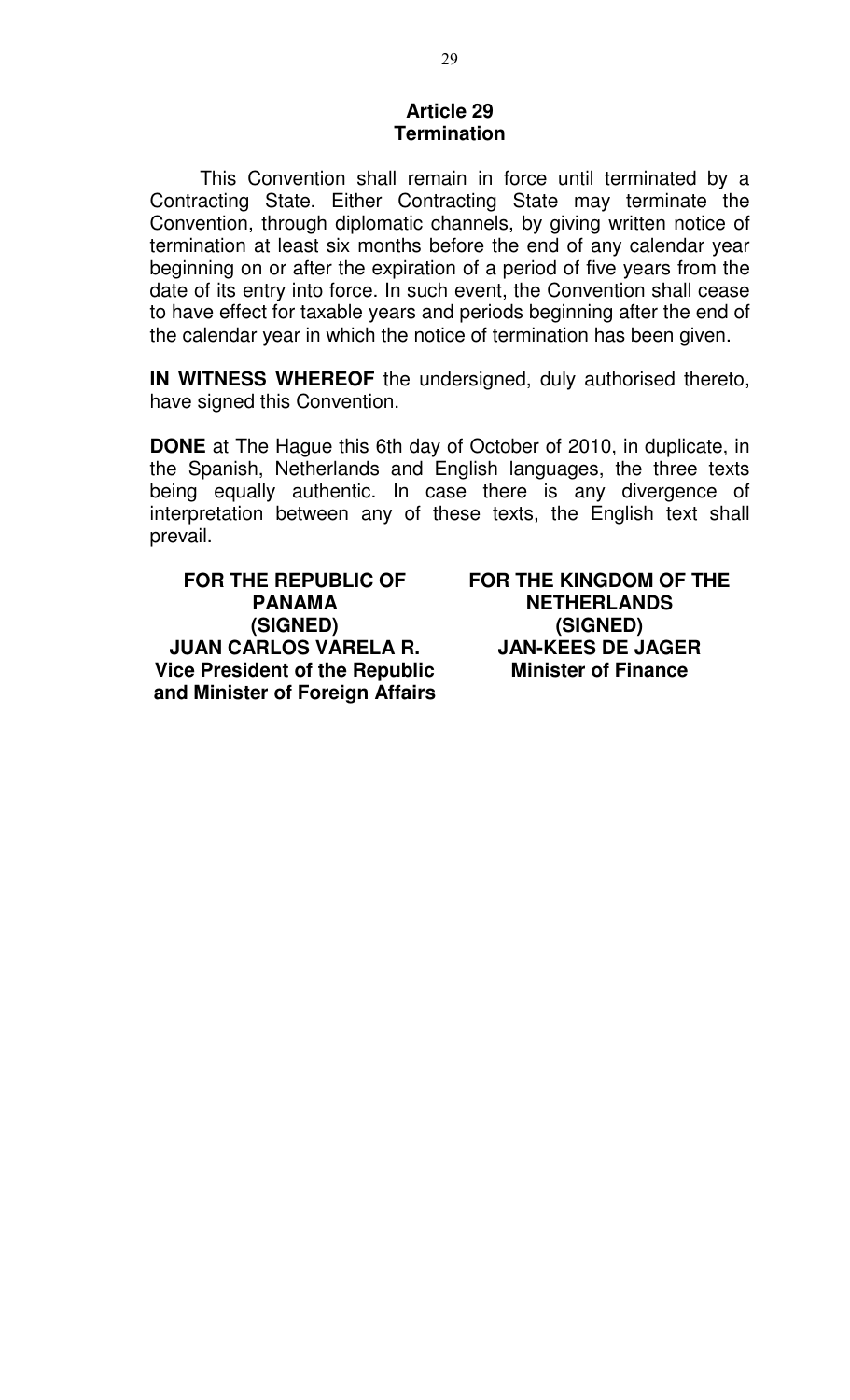## Article 29
## Termination

This Convention shall remain in force until terminated by a Contracting State. Either Contracting State may terminate the Convention, through diplomatic channels, by giving written notice of termination at least six months before the end of any calendar year beginning on or after the expiration of a period of five years from the date of its entry into force. In such event, the Convention shall cease to have effect for taxable years and periods beginning after the end of the calendar year in which the notice of termination has been given.

**IN WITNESS WHEREOF** the undersigned, duly authorised thereto, have signed this Convention.

**DONE** at The Hague this 6th day of October of 2010, in duplicate, in the Spanish, Netherlands and English languages, the three texts being equally authentic. In case there is any divergence of interpretation between any of these texts, the English text shall prevail.

| FOR THE REPUBLIC OF PANAMA | FOR THE KINGDOM OF THE NETHERLANDS |
|---|---|
| (SIGNED) | (SIGNED) |
| JUAN CARLOS VARELA R. | JAN-KEES DE JAGER |
| Vice President of the Republic and Minister of Foreign Affairs | Minister of Finance |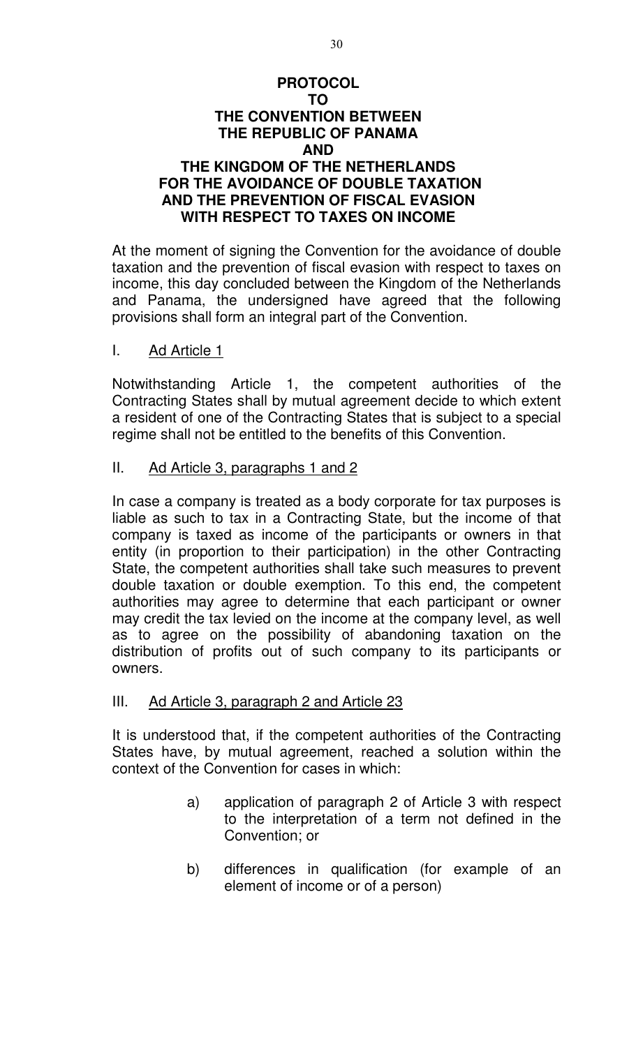# PROTOCOL TO THE CONVENTION BETWEEN THE REPUBLIC OF PANAMA AND THE KINGDOM OF THE NETHERLANDS FOR THE AVOIDANCE OF DOUBLE TAXATION AND THE PREVENTION OF FISCAL EVASION WITH RESPECT TO TAXES ON INCOME

At the moment of signing the Convention for the avoidance of double taxation and the prevention of fiscal evasion with respect to taxes on income, this day concluded between the Kingdom of the Netherlands and Panama, the undersigned have agreed that the following provisions shall form an integral part of the Convention.

I. Ad Article 1

Notwithstanding Article 1, the competent authorities of the Contracting States shall by mutual agreement decide to which extent a resident of one of the Contracting States that is subject to a special regime shall not be entitled to the benefits of this Convention.

II. Ad Article 3, paragraphs 1 and 2

In case a company is treated as a body corporate for tax purposes is liable as such to tax in a Contracting State, but the income of that company is taxed as income of the participants or owners in that entity (in proportion to their participation) in the other Contracting State, the competent authorities shall take such measures to prevent double taxation or double exemption. To this end, the competent authorities may agree to determine that each participant or owner may credit the tax levied on the income at the company level, as well as to agree on the possibility of abandoning taxation on the distribution of profits out of such company to its participants or owners.

III. Ad Article 3, paragraph 2 and Article 23

It is understood that, if the competent authorities of the Contracting States have, by mutual agreement, reached a solution within the context of the Convention for cases in which:

a) application of paragraph 2 of Article 3 with respect to the interpretation of a term not defined in the Convention; or

b) differences in qualification (for example of an element of income or of a person)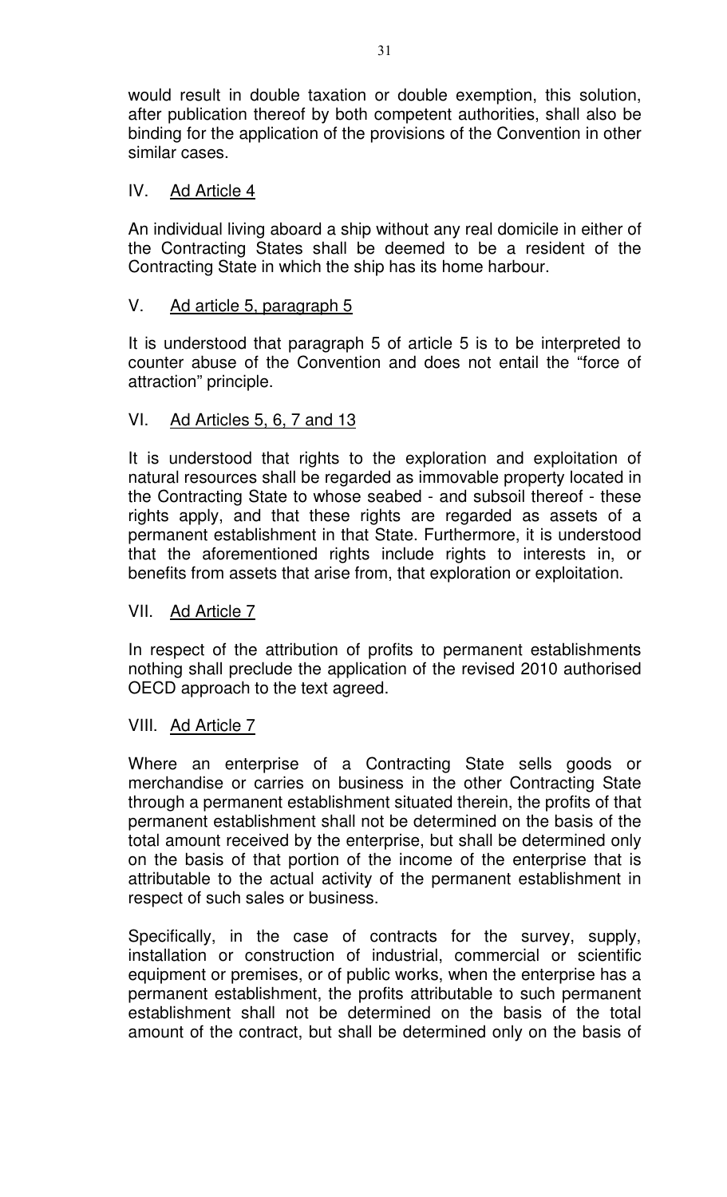would result in double taxation or double exemption, this solution, after publication thereof by both competent authorities, shall also be binding for the application of the provisions of the Convention in other similar cases.

## IV. Ad Article 4

An individual living aboard a ship without any real domicile in either of the Contracting States shall be deemed to be a resident of the Contracting State in which the ship has its home harbour.

## V. Ad article 5, paragraph 5

It is understood that paragraph 5 of article 5 is to be interpreted to counter abuse of the Convention and does not entail the "force of attraction" principle.

## VI. Ad Articles 5, 6, 7 and 13

It is understood that rights to the exploration and exploitation of natural resources shall be regarded as immovable property located in the Contracting State to whose seabed - and subsoil thereof - these rights apply, and that these rights are regarded as assets of a permanent establishment in that State. Furthermore, it is understood that the aforementioned rights include rights to interests in, or benefits from assets that arise from, that exploration or exploitation.

## VII. Ad Article 7

In respect of the attribution of profits to permanent establishments nothing shall preclude the application of the revised 2010 authorised OECD approach to the text agreed.

## VIII. Ad Article 7

Where an enterprise of a Contracting State sells goods or merchandise or carries on business in the other Contracting State through a permanent establishment situated therein, the profits of that permanent establishment shall not be determined on the basis of the total amount received by the enterprise, but shall be determined only on the basis of that portion of the income of the enterprise that is attributable to the actual activity of the permanent establishment in respect of such sales or business.

Specifically, in the case of contracts for the survey, supply, installation or construction of industrial, commercial or scientific equipment or premises, or of public works, when the enterprise has a permanent establishment, the profits attributable to such permanent establishment shall not be determined on the basis of the total amount of the contract, but shall be determined only on the basis of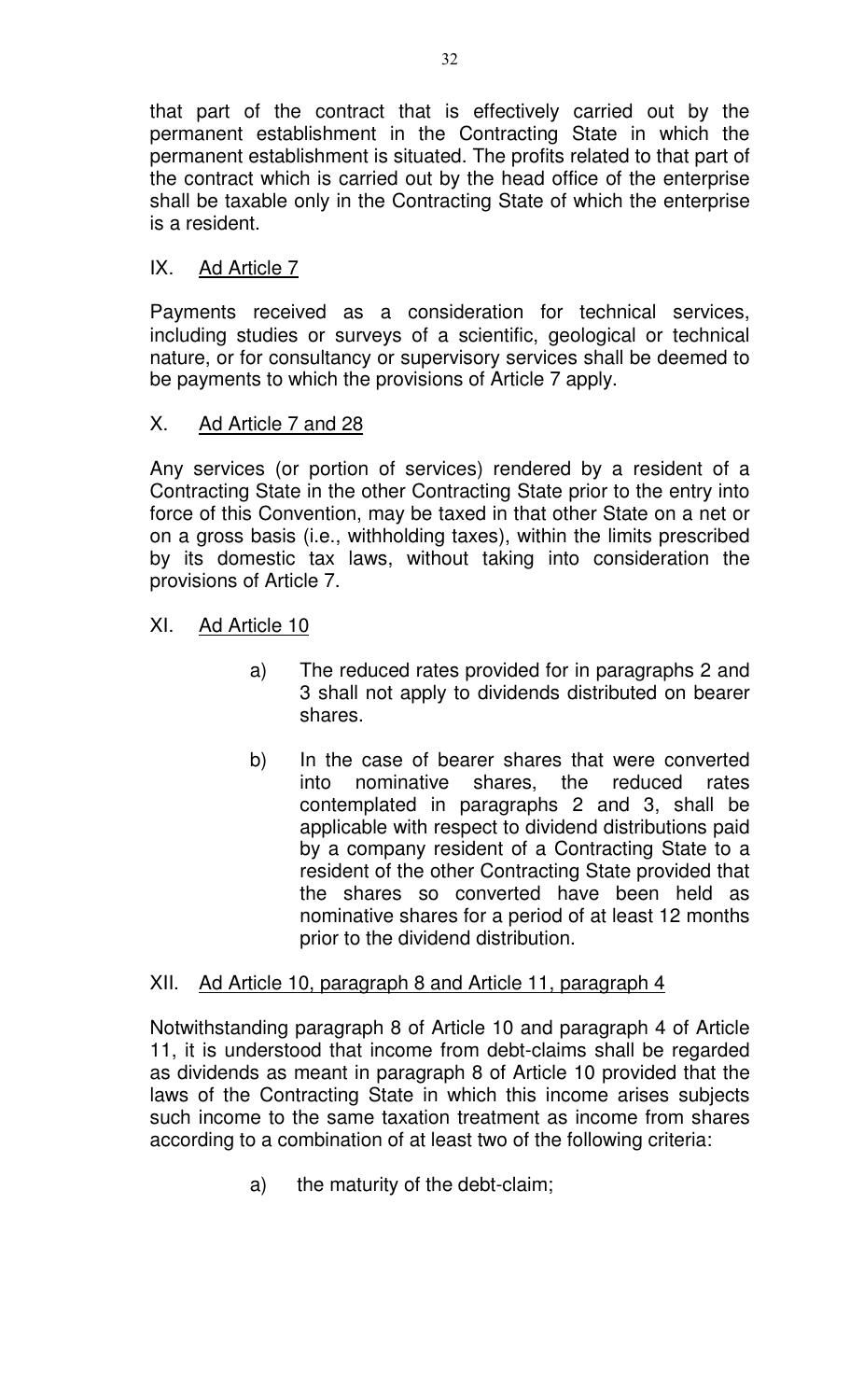that part of the contract that is effectively carried out by the permanent establishment in the Contracting State in which the permanent establishment is situated. The profits related to that part of the contract which is carried out by the head office of the enterprise shall be taxable only in the Contracting State of which the enterprise is a resident.

## IX. Ad Article 7

Payments received as a consideration for technical services, including studies or surveys of a scientific, geological or technical nature, or for consultancy or supervisory services shall be deemed to be payments to which the provisions of Article 7 apply.

## X. Ad Article 7 and 28

Any services (or portion of services) rendered by a resident of a Contracting State in the other Contracting State prior to the entry into force of this Convention, may be taxed in that other State on a net or on a gross basis (i.e., withholding taxes), within the limits prescribed by its domestic tax laws, without taking into consideration the provisions of Article 7.

## XI. Ad Article 10

a) The reduced rates provided for in paragraphs 2 and 3 shall not apply to dividends distributed on bearer shares.

b) In the case of bearer shares that were converted into nominative shares, the reduced rates contemplated in paragraphs 2 and 3, shall be applicable with respect to dividend distributions paid by a company resident of a Contracting State to a resident of the other Contracting State provided that the shares so converted have been held as nominative shares for a period of at least 12 months prior to the dividend distribution.

## XII. Ad Article 10, paragraph 8 and Article 11, paragraph 4

Notwithstanding paragraph 8 of Article 10 and paragraph 4 of Article 11, it is understood that income from debt-claims shall be regarded as dividends as meant in paragraph 8 of Article 10 provided that the laws of the Contracting State in which this income arises subjects such income to the same taxation treatment as income from shares according to a combination of at least two of the following criteria:

a) the maturity of the debt-claim;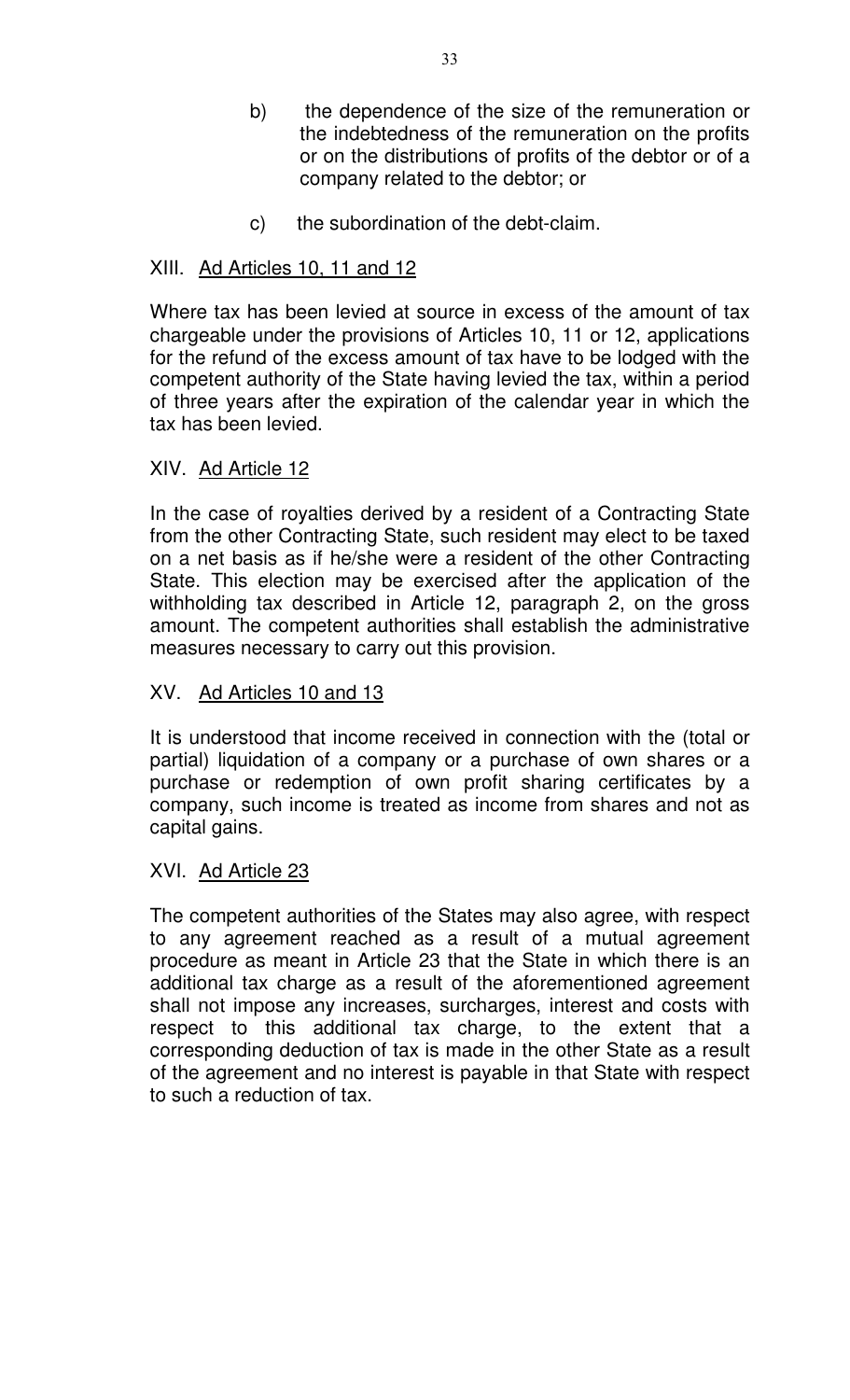b) the dependence of the size of the remuneration or the indebtedness of the remuneration on the profits or on the distributions of profits of the debtor or of a company related to the debtor; or

c) the subordination of the debt-claim.

XIII. <u>Ad Articles 10, 11 and 12</u>

Where tax has been levied at source in excess of the amount of tax chargeable under the provisions of Articles 10, 11 or 12, applications for the refund of the excess amount of tax have to be lodged with the competent authority of the State having levied the tax, within a period of three years after the expiration of the calendar year in which the tax has been levied.

XIV. <u>Ad Article 12</u>

In the case of royalties derived by a resident of a Contracting State from the other Contracting State, such resident may elect to be taxed on a net basis as if he/she were a resident of the other Contracting State. This election may be exercised after the application of the withholding tax described in Article 12, paragraph 2, on the gross amount. The competent authorities shall establish the administrative measures necessary to carry out this provision.

XV. <u>Ad Articles 10 and 13</u>

It is understood that income received in connection with the (total or partial) liquidation of a company or a purchase of own shares or a purchase or redemption of own profit sharing certificates by a company, such income is treated as income from shares and not as capital gains.

XVI. <u>Ad Article 23</u>

The competent authorities of the States may also agree, with respect to any agreement reached as a result of a mutual agreement procedure as meant in Article 23 that the State in which there is an additional tax charge as a result of the aforementioned agreement shall not impose any increases, surcharges, interest and costs with respect to this additional tax charge, to the extent that a corresponding deduction of tax is made in the other State as a result of the agreement and no interest is payable in that State with respect to such a reduction of tax.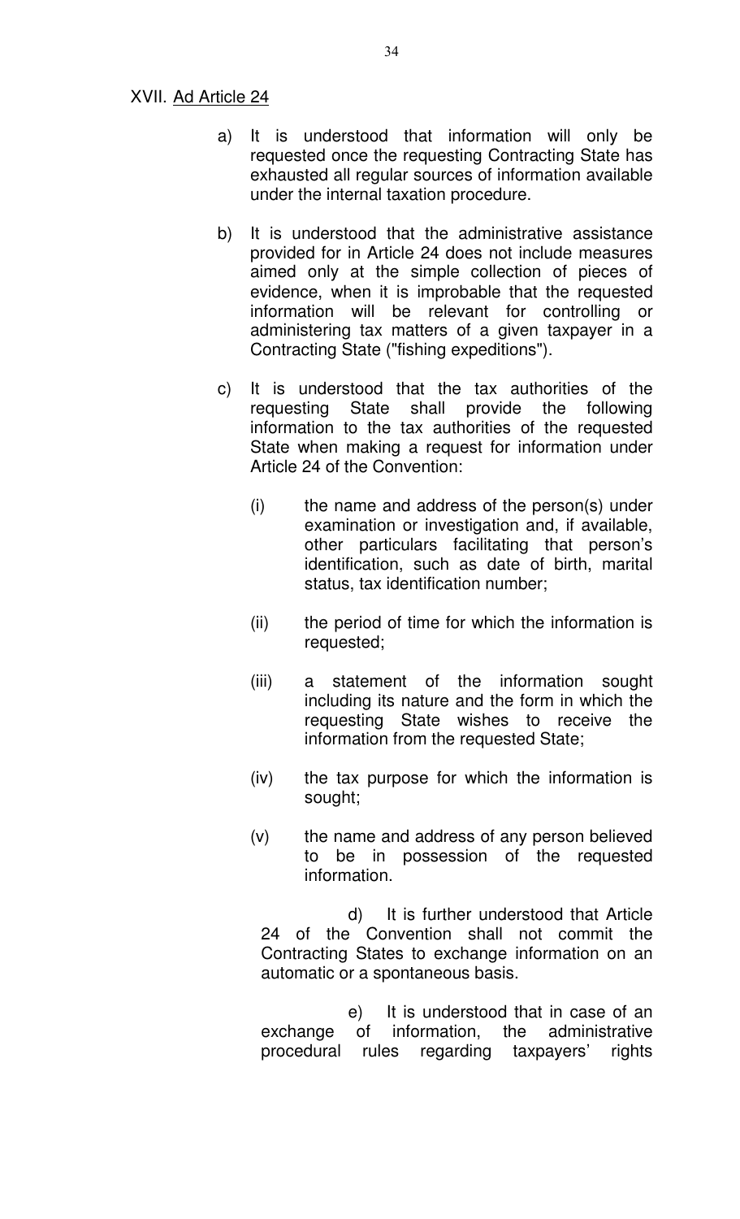XVII. Ad Article 24

a) It is understood that information will only be requested once the requesting Contracting State has exhausted all regular sources of information available under the internal taxation procedure.

b) It is understood that the administrative assistance provided for in Article 24 does not include measures aimed only at the simple collection of pieces of evidence, when it is improbable that the requested information will be relevant for controlling or administering tax matters of a given taxpayer in a Contracting State ("fishing expeditions").

c) It is understood that the tax authorities of the requesting State shall provide the following information to the tax authorities of the requested State when making a request for information under Article 24 of the Convention:

   (i) the name and address of the person(s) under examination or investigation and, if available, other particulars facilitating that person's identification, such as date of birth, marital status, tax identification number;

   (ii) the period of time for which the information is requested;

   (iii) a statement of the information sought including its nature and the form in which the requesting State wishes to receive the information from the requested State;

   (iv) the tax purpose for which the information is sought;

   (v) the name and address of any person believed to be in possession of the requested information.

d) It is further understood that Article 24 of the Convention shall not commit the Contracting States to exchange information on an automatic or a spontaneous basis.

e) It is understood that in case of an exchange of information, the administrative procedural rules regarding taxpayers' rights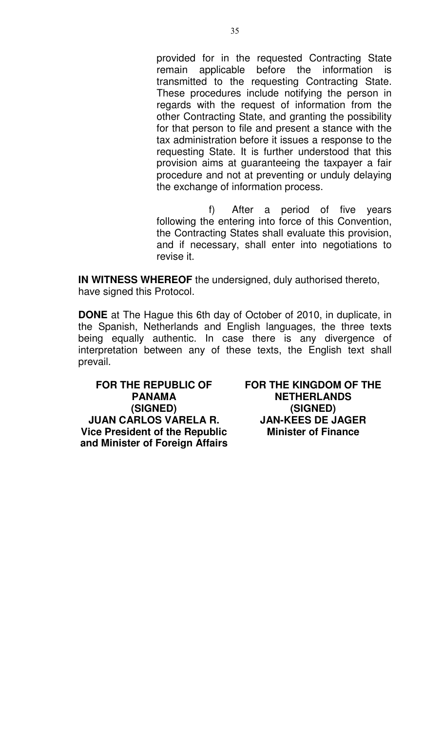provided for in the requested Contracting State remain applicable before the information is transmitted to the requesting Contracting State. These procedures include notifying the person in regards with the request of information from the other Contracting State, and granting the possibility for that person to file and present a stance with the tax administration before it issues a response to the requesting State. It is further understood that this provision aims at guaranteeing the taxpayer a fair procedure and not at preventing or unduly delaying the exchange of information process.

f) After a period of five years following the entering into force of this Convention, the Contracting States shall evaluate this provision, and if necessary, shall enter into negotiations to revise it.

**IN WITNESS WHEREOF** the undersigned, duly authorised thereto, have signed this Protocol.

**DONE** at The Hague this 6th day of October of 2010, in duplicate, in the Spanish, Netherlands and English languages, the three texts being equally authentic. In case there is any divergence of interpretation between any of these texts, the English text shall prevail.

**FOR THE REPUBLIC OF PANAMA**
**(SIGNED)**
**JUAN CARLOS VARELA R.**
**Vice President of the Republic and Minister of Foreign Affairs**

**FOR THE KINGDOM OF THE NETHERLANDS**
**(SIGNED)**
**JAN-KEES DE JAGER**
**Minister of Finance**